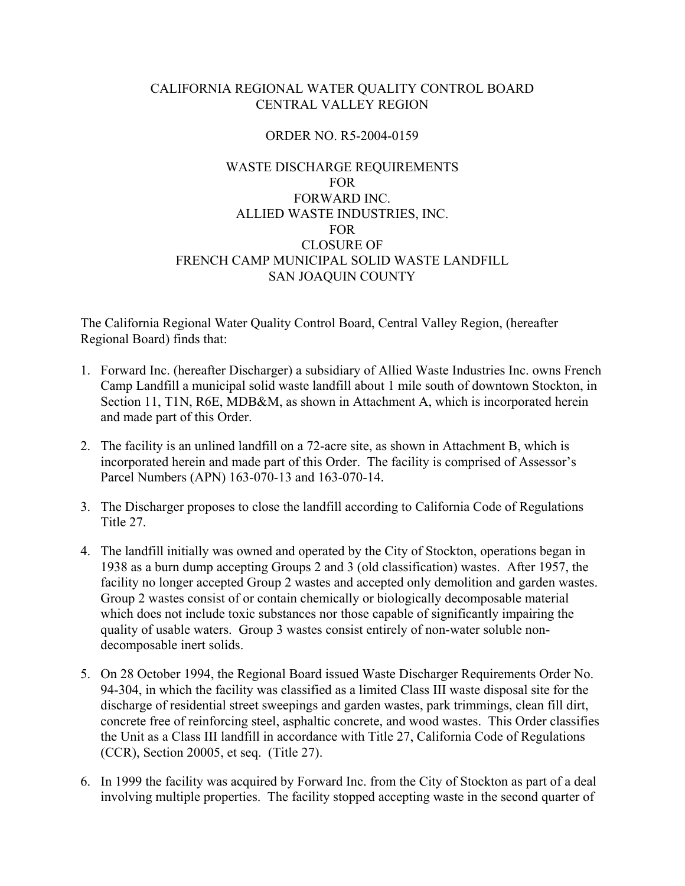CALIFORNIA REGIONAL WATER QUALITY CONTROL BOARD
CENTRAL VALLEY REGION

ORDER NO. R5-2004-0159

WASTE DISCHARGE REQUIREMENTS
FOR
FORWARD INC.
ALLIED WASTE INDUSTRIES, INC.
FOR
CLOSURE OF
FRENCH CAMP MUNICIPAL SOLID WASTE LANDFILL
SAN JOAQUIN COUNTY

The California Regional Water Quality Control Board, Central Valley Region, (hereafter Regional Board) finds that:

1. Forward Inc. (hereafter Discharger) a subsidiary of Allied Waste Industries Inc. owns French Camp Landfill a municipal solid waste landfill about 1 mile south of downtown Stockton, in Section 11, T1N, R6E, MDB&M, as shown in Attachment A, which is incorporated herein and made part of this Order.

2. The facility is an unlined landfill on a 72-acre site, as shown in Attachment B, which is incorporated herein and made part of this Order. The facility is comprised of Assessor's Parcel Numbers (APN) 163-070-13 and 163-070-14.

3. The Discharger proposes to close the landfill according to California Code of Regulations Title 27.

4. The landfill initially was owned and operated by the City of Stockton, operations began in 1938 as a burn dump accepting Groups 2 and 3 (old classification) wastes. After 1957, the facility no longer accepted Group 2 wastes and accepted only demolition and garden wastes. Group 2 wastes consist of or contain chemically or biologically decomposable material which does not include toxic substances nor those capable of significantly impairing the quality of usable waters. Group 3 wastes consist entirely of non-water soluble non-decomposable inert solids.

5. On 28 October 1994, the Regional Board issued Waste Discharger Requirements Order No. 94-304, in which the facility was classified as a limited Class III waste disposal site for the discharge of residential street sweepings and garden wastes, park trimmings, clean fill dirt, concrete free of reinforcing steel, asphaltic concrete, and wood wastes. This Order classifies the Unit as a Class III landfill in accordance with Title 27, California Code of Regulations (CCR), Section 20005, et seq. (Title 27).

6. In 1999 the facility was acquired by Forward Inc. from the City of Stockton as part of a deal involving multiple properties. The facility stopped accepting waste in the second quarter of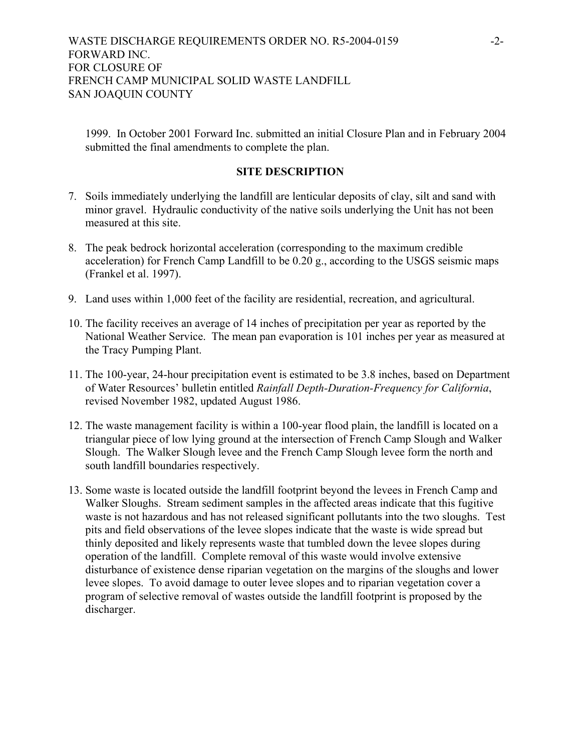1999. In October 2001 Forward Inc. submitted an initial Closure Plan and in February 2004 submitted the final amendments to complete the plan.

**SITE DESCRIPTION**

7. Soils immediately underlying the landfill are lenticular deposits of clay, silt and sand with minor gravel. Hydraulic conductivity of the native soils underlying the Unit has not been measured at this site.

8. The peak bedrock horizontal acceleration (corresponding to the maximum credible acceleration) for French Camp Landfill to be 0.20 g., according to the USGS seismic maps (Frankel et al. 1997).

9. Land uses within 1,000 feet of the facility are residential, recreation, and agricultural.

10. The facility receives an average of 14 inches of precipitation per year as reported by the National Weather Service. The mean pan evaporation is 101 inches per year as measured at the Tracy Pumping Plant.

11. The 100-year, 24-hour precipitation event is estimated to be 3.8 inches, based on Department of Water Resources' bulletin entitled *Rainfall Depth-Duration-Frequency for California*, revised November 1982, updated August 1986.

12. The waste management facility is within a 100-year flood plain, the landfill is located on a triangular piece of low lying ground at the intersection of French Camp Slough and Walker Slough. The Walker Slough levee and the French Camp Slough levee form the north and south landfill boundaries respectively.

13. Some waste is located outside the landfill footprint beyond the levees in French Camp and Walker Sloughs. Stream sediment samples in the affected areas indicate that this fugitive waste is not hazardous and has not released significant pollutants into the two sloughs. Test pits and field observations of the levee slopes indicate that the waste is wide spread but thinly deposited and likely represents waste that tumbled down the levee slopes during operation of the landfill. Complete removal of this waste would involve extensive disturbance of existence dense riparian vegetation on the margins of the sloughs and lower levee slopes. To avoid damage to outer levee slopes and to riparian vegetation cover a program of selective removal of wastes outside the landfill footprint is proposed by the discharger.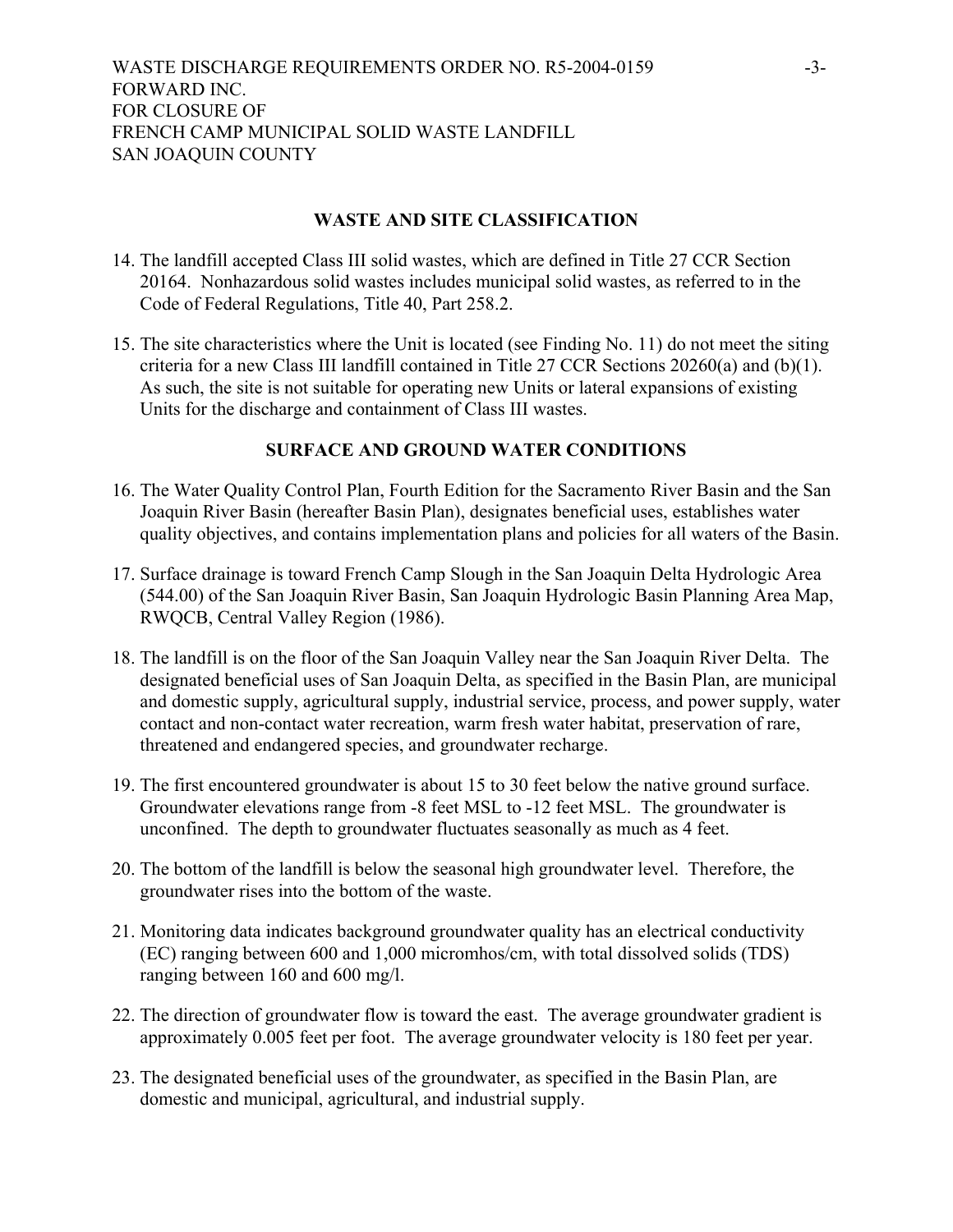## WASTE AND SITE CLASSIFICATION

14. The landfill accepted Class III solid wastes, which are defined in Title 27 CCR Section 20164. Nonhazardous solid wastes includes municipal solid wastes, as referred to in the Code of Federal Regulations, Title 40, Part 258.2.

15. The site characteristics where the Unit is located (see Finding No. 11) do not meet the siting criteria for a new Class III landfill contained in Title 27 CCR Sections 20260(a) and (b)(1). As such, the site is not suitable for operating new Units or lateral expansions of existing Units for the discharge and containment of Class III wastes.

## SURFACE AND GROUND WATER CONDITIONS

16. The Water Quality Control Plan, Fourth Edition for the Sacramento River Basin and the San Joaquin River Basin (hereafter Basin Plan), designates beneficial uses, establishes water quality objectives, and contains implementation plans and policies for all waters of the Basin.

17. Surface drainage is toward French Camp Slough in the San Joaquin Delta Hydrologic Area (544.00) of the San Joaquin River Basin, San Joaquin Hydrologic Basin Planning Area Map, RWQCB, Central Valley Region (1986).

18. The landfill is on the floor of the San Joaquin Valley near the San Joaquin River Delta. The designated beneficial uses of San Joaquin Delta, as specified in the Basin Plan, are municipal and domestic supply, agricultural supply, industrial service, process, and power supply, water contact and non-contact water recreation, warm fresh water habitat, preservation of rare, threatened and endangered species, and groundwater recharge.

19. The first encountered groundwater is about 15 to 30 feet below the native ground surface. Groundwater elevations range from -8 feet MSL to -12 feet MSL. The groundwater is unconfined. The depth to groundwater fluctuates seasonally as much as 4 feet.

20. The bottom of the landfill is below the seasonal high groundwater level. Therefore, the groundwater rises into the bottom of the waste.

21. Monitoring data indicates background groundwater quality has an electrical conductivity (EC) ranging between 600 and 1,000 micromhos/cm, with total dissolved solids (TDS) ranging between 160 and 600 mg/l.

22. The direction of groundwater flow is toward the east. The average groundwater gradient is approximately 0.005 feet per foot. The average groundwater velocity is 180 feet per year.

23. The designated beneficial uses of the groundwater, as specified in the Basin Plan, are domestic and municipal, agricultural, and industrial supply.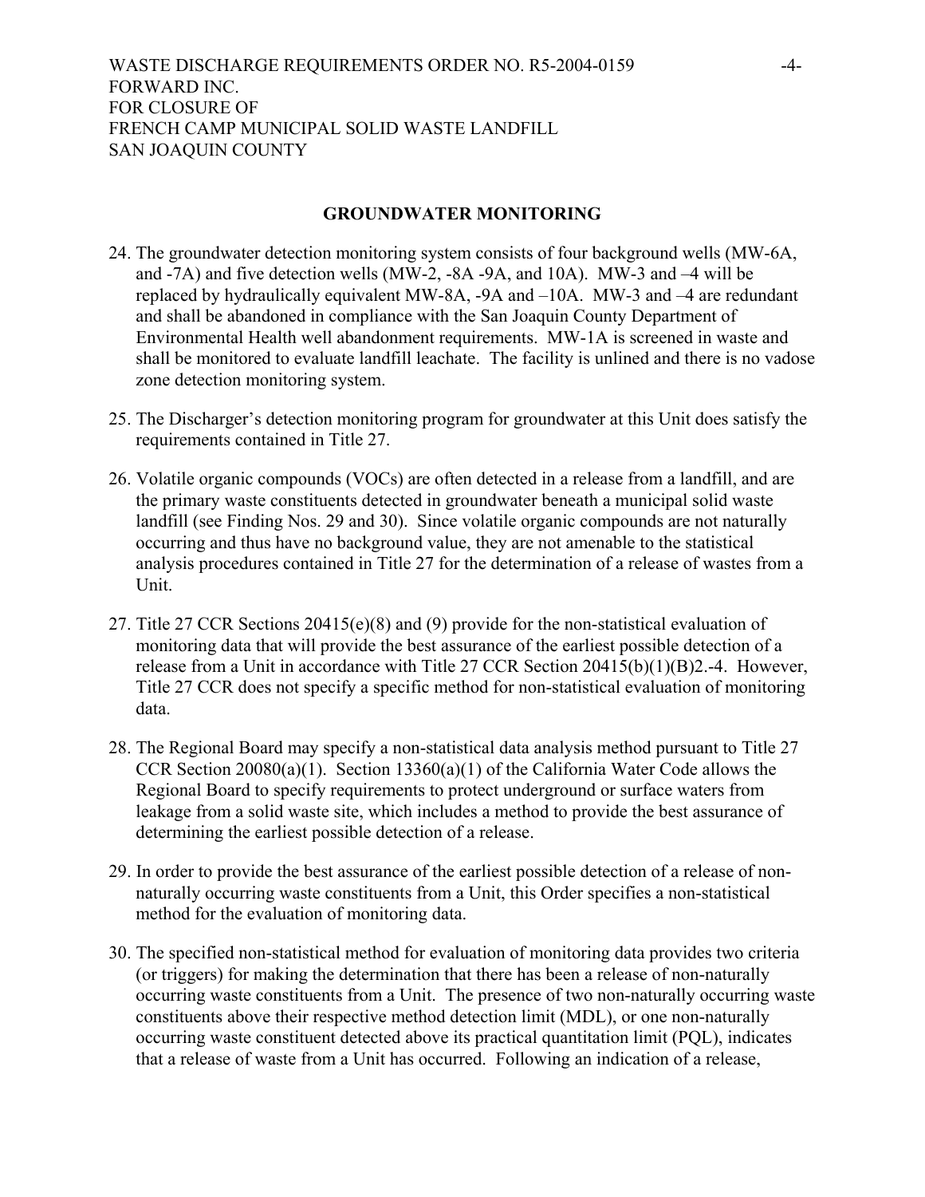## GROUNDWATER MONITORING

24. The groundwater detection monitoring system consists of four background wells (MW-6A, and -7A) and five detection wells (MW-2, -8A -9A, and 10A). MW-3 and –4 will be replaced by hydraulically equivalent MW-8A, -9A and –10A. MW-3 and –4 are redundant and shall be abandoned in compliance with the San Joaquin County Department of Environmental Health well abandonment requirements. MW-1A is screened in waste and shall be monitored to evaluate landfill leachate. The facility is unlined and there is no vadose zone detection monitoring system.

25. The Discharger's detection monitoring program for groundwater at this Unit does satisfy the requirements contained in Title 27.

26. Volatile organic compounds (VOCs) are often detected in a release from a landfill, and are the primary waste constituents detected in groundwater beneath a municipal solid waste landfill (see Finding Nos. 29 and 30). Since volatile organic compounds are not naturally occurring and thus have no background value, they are not amenable to the statistical analysis procedures contained in Title 27 for the determination of a release of wastes from a Unit.

27. Title 27 CCR Sections 20415(e)(8) and (9) provide for the non-statistical evaluation of monitoring data that will provide the best assurance of the earliest possible detection of a release from a Unit in accordance with Title 27 CCR Section 20415(b)(1)(B)2.-4. However, Title 27 CCR does not specify a specific method for non-statistical evaluation of monitoring data.

28. The Regional Board may specify a non-statistical data analysis method pursuant to Title 27 CCR Section 20080(a)(1). Section 13360(a)(1) of the California Water Code allows the Regional Board to specify requirements to protect underground or surface waters from leakage from a solid waste site, which includes a method to provide the best assurance of determining the earliest possible detection of a release.

29. In order to provide the best assurance of the earliest possible detection of a release of non-naturally occurring waste constituents from a Unit, this Order specifies a non-statistical method for the evaluation of monitoring data.

30. The specified non-statistical method for evaluation of monitoring data provides two criteria (or triggers) for making the determination that there has been a release of non-naturally occurring waste constituents from a Unit. The presence of two non-naturally occurring waste constituents above their respective method detection limit (MDL), or one non-naturally occurring waste constituent detected above its practical quantitation limit (PQL), indicates that a release of waste from a Unit has occurred. Following an indication of a release,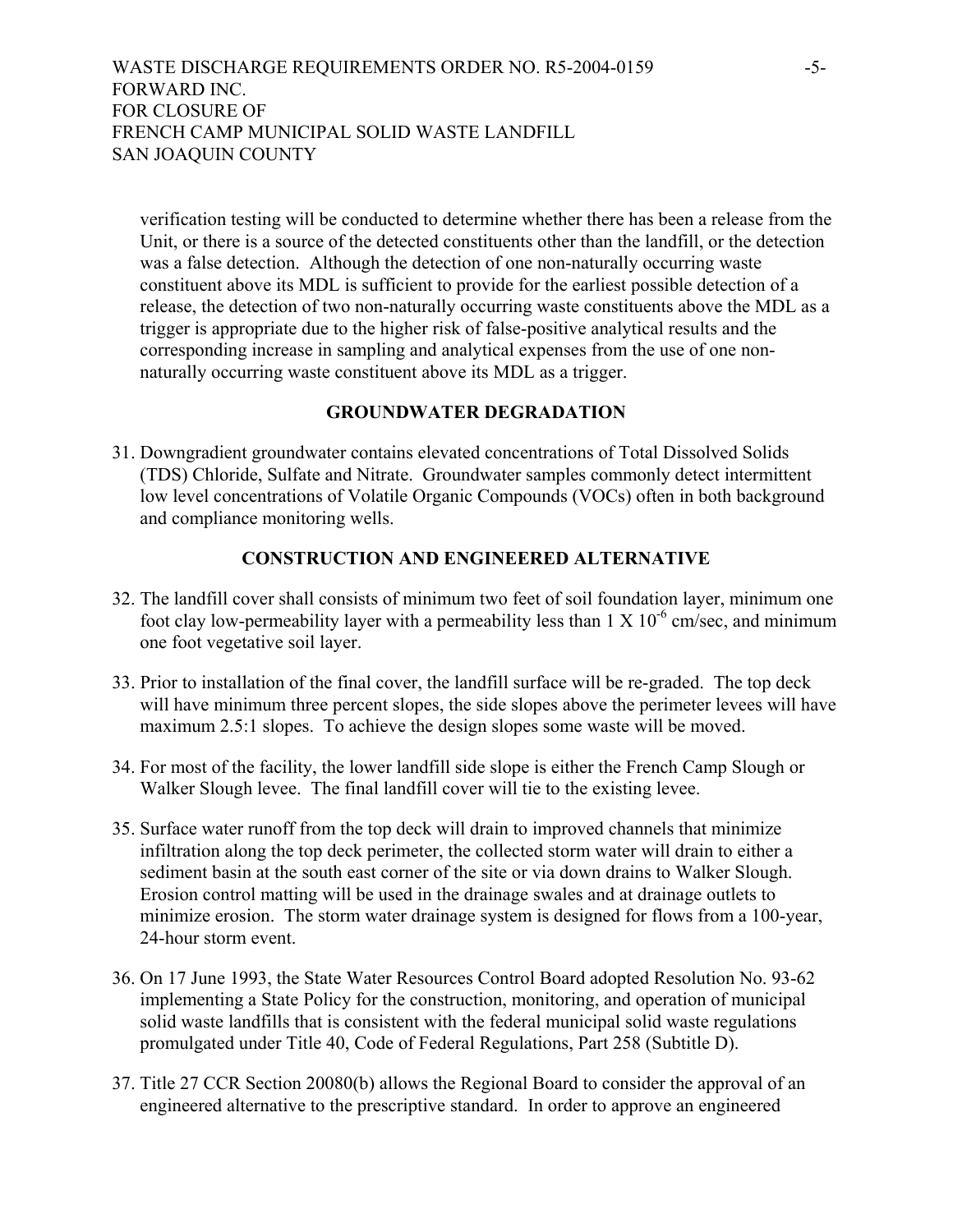verification testing will be conducted to determine whether there has been a release from the Unit, or there is a source of the detected constituents other than the landfill, or the detection was a false detection. Although the detection of one non-naturally occurring waste constituent above its MDL is sufficient to provide for the earliest possible detection of a release, the detection of two non-naturally occurring waste constituents above the MDL as a trigger is appropriate due to the higher risk of false-positive analytical results and the corresponding increase in sampling and analytical expenses from the use of one non-naturally occurring waste constituent above its MDL as a trigger.

## GROUNDWATER DEGRADATION

31. Downgradient groundwater contains elevated concentrations of Total Dissolved Solids (TDS) Chloride, Sulfate and Nitrate. Groundwater samples commonly detect intermittent low level concentrations of Volatile Organic Compounds (VOCs) often in both background and compliance monitoring wells.

## CONSTRUCTION AND ENGINEERED ALTERNATIVE

32. The landfill cover shall consists of minimum two feet of soil foundation layer, minimum one foot clay low-permeability layer with a permeability less than $1 \times 10^{-6}$ cm/sec, and minimum one foot vegetative soil layer.

33. Prior to installation of the final cover, the landfill surface will be re-graded. The top deck will have minimum three percent slopes, the side slopes above the perimeter levees will have maximum 2.5:1 slopes. To achieve the design slopes some waste will be moved.

34. For most of the facility, the lower landfill side slope is either the French Camp Slough or Walker Slough levee. The final landfill cover will tie to the existing levee.

35. Surface water runoff from the top deck will drain to improved channels that minimize infiltration along the top deck perimeter, the collected storm water will drain to either a sediment basin at the south east corner of the site or via down drains to Walker Slough. Erosion control matting will be used in the drainage swales and at drainage outlets to minimize erosion. The storm water drainage system is designed for flows from a 100-year, 24-hour storm event.

36. On 17 June 1993, the State Water Resources Control Board adopted Resolution No. 93-62 implementing a State Policy for the construction, monitoring, and operation of municipal solid waste landfills that is consistent with the federal municipal solid waste regulations promulgated under Title 40, Code of Federal Regulations, Part 258 (Subtitle D).

37. Title 27 CCR Section 20080(b) allows the Regional Board to consider the approval of an engineered alternative to the prescriptive standard. In order to approve an engineered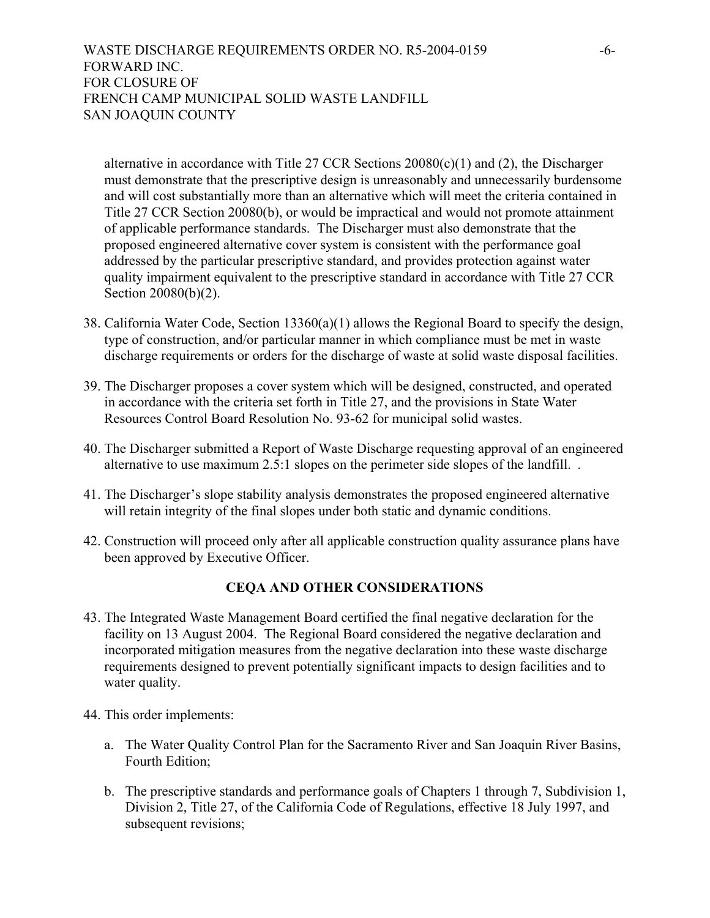alternative in accordance with Title 27 CCR Sections 20080(c)(1) and (2), the Discharger must demonstrate that the prescriptive design is unreasonably and unnecessarily burdensome and will cost substantially more than an alternative which will meet the criteria contained in Title 27 CCR Section 20080(b), or would be impractical and would not promote attainment of applicable performance standards. The Discharger must also demonstrate that the proposed engineered alternative cover system is consistent with the performance goal addressed by the particular prescriptive standard, and provides protection against water quality impairment equivalent to the prescriptive standard in accordance with Title 27 CCR Section 20080(b)(2).

38. California Water Code, Section 13360(a)(1) allows the Regional Board to specify the design, type of construction, and/or particular manner in which compliance must be met in waste discharge requirements or orders for the discharge of waste at solid waste disposal facilities.

39. The Discharger proposes a cover system which will be designed, constructed, and operated in accordance with the criteria set forth in Title 27, and the provisions in State Water Resources Control Board Resolution No. 93-62 for municipal solid wastes.

40. The Discharger submitted a Report of Waste Discharge requesting approval of an engineered alternative to use maximum 2.5:1 slopes on the perimeter side slopes of the landfill. .

41. The Discharger's slope stability analysis demonstrates the proposed engineered alternative will retain integrity of the final slopes under both static and dynamic conditions.

42. Construction will proceed only after all applicable construction quality assurance plans have been approved by Executive Officer.

## CEQA AND OTHER CONSIDERATIONS

43. The Integrated Waste Management Board certified the final negative declaration for the facility on 13 August 2004. The Regional Board considered the negative declaration and incorporated mitigation measures from the negative declaration into these waste discharge requirements designed to prevent potentially significant impacts to design facilities and to water quality.

44. This order implements:

    a. The Water Quality Control Plan for the Sacramento River and San Joaquin River Basins, Fourth Edition;

    b. The prescriptive standards and performance goals of Chapters 1 through 7, Subdivision 1, Division 2, Title 27, of the California Code of Regulations, effective 18 July 1997, and subsequent revisions;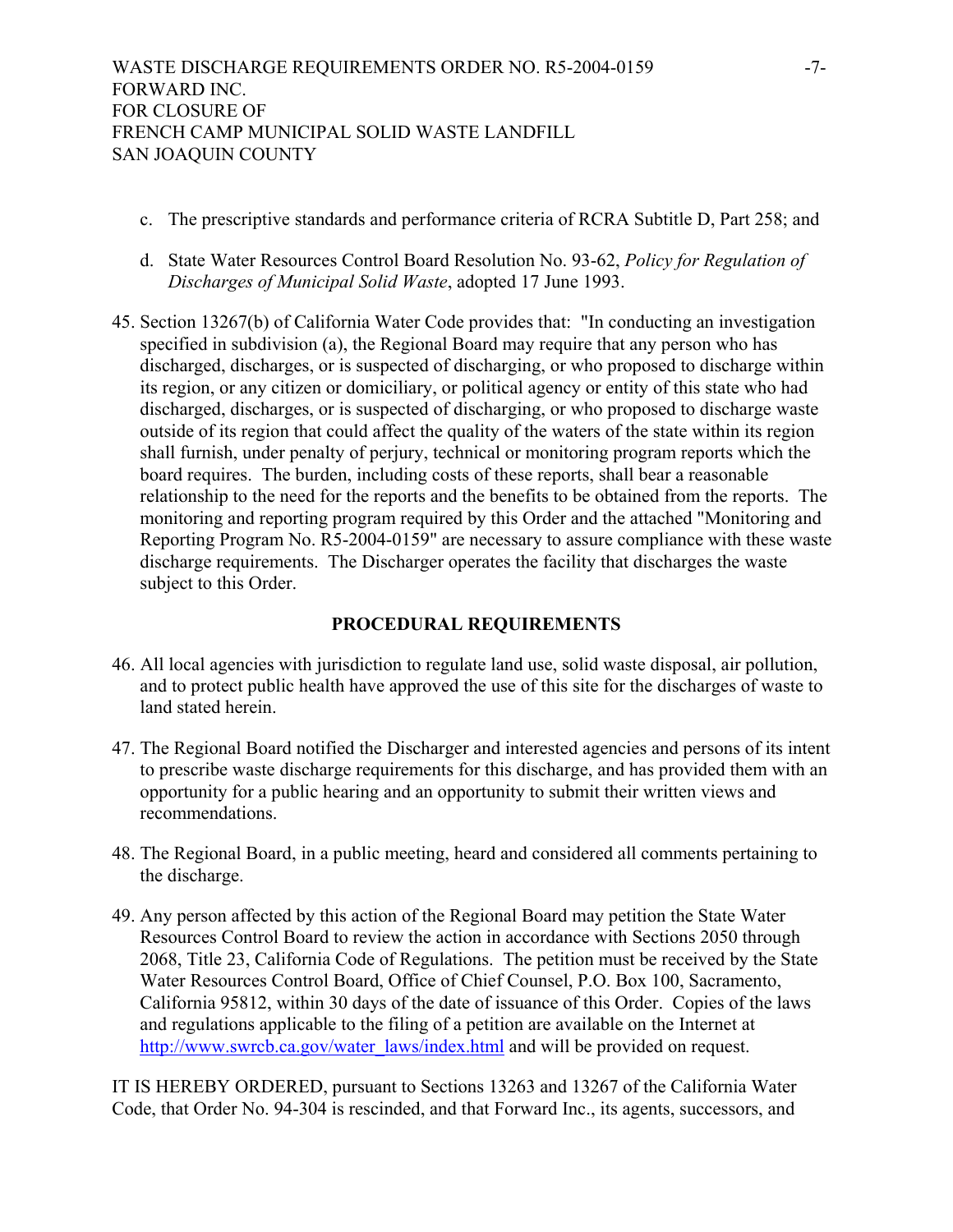c. The prescriptive standards and performance criteria of RCRA Subtitle D, Part 258; and

d. State Water Resources Control Board Resolution No. 93-62, *Policy for Regulation of Discharges of Municipal Solid Waste*, adopted 17 June 1993.

45. Section 13267(b) of California Water Code provides that: "In conducting an investigation specified in subdivision (a), the Regional Board may require that any person who has discharged, discharges, or is suspected of discharging, or who proposed to discharge within its region, or any citizen or domiciliary, or political agency or entity of this state who had discharged, discharges, or is suspected of discharging, or who proposed to discharge waste outside of its region that could affect the quality of the waters of the state within its region shall furnish, under penalty of perjury, technical or monitoring program reports which the board requires. The burden, including costs of these reports, shall bear a reasonable relationship to the need for the reports and the benefits to be obtained from the reports. The monitoring and reporting program required by this Order and the attached "Monitoring and Reporting Program No. R5-2004-0159" are necessary to assure compliance with these waste discharge requirements. The Discharger operates the facility that discharges the waste subject to this Order.

## PROCEDURAL REQUIREMENTS

46. All local agencies with jurisdiction to regulate land use, solid waste disposal, air pollution, and to protect public health have approved the use of this site for the discharges of waste to land stated herein.

47. The Regional Board notified the Discharger and interested agencies and persons of its intent to prescribe waste discharge requirements for this discharge, and has provided them with an opportunity for a public hearing and an opportunity to submit their written views and recommendations.

48. The Regional Board, in a public meeting, heard and considered all comments pertaining to the discharge.

49. Any person affected by this action of the Regional Board may petition the State Water Resources Control Board to review the action in accordance with Sections 2050 through 2068, Title 23, California Code of Regulations. The petition must be received by the State Water Resources Control Board, Office of Chief Counsel, P.O. Box 100, Sacramento, California 95812, within 30 days of the date of issuance of this Order. Copies of the laws and regulations applicable to the filing of a petition are available on the Internet at http://www.swrcb.ca.gov/water_laws/index.html and will be provided on request.

IT IS HEREBY ORDERED, pursuant to Sections 13263 and 13267 of the California Water Code, that Order No. 94-304 is rescinded, and that Forward Inc., its agents, successors, and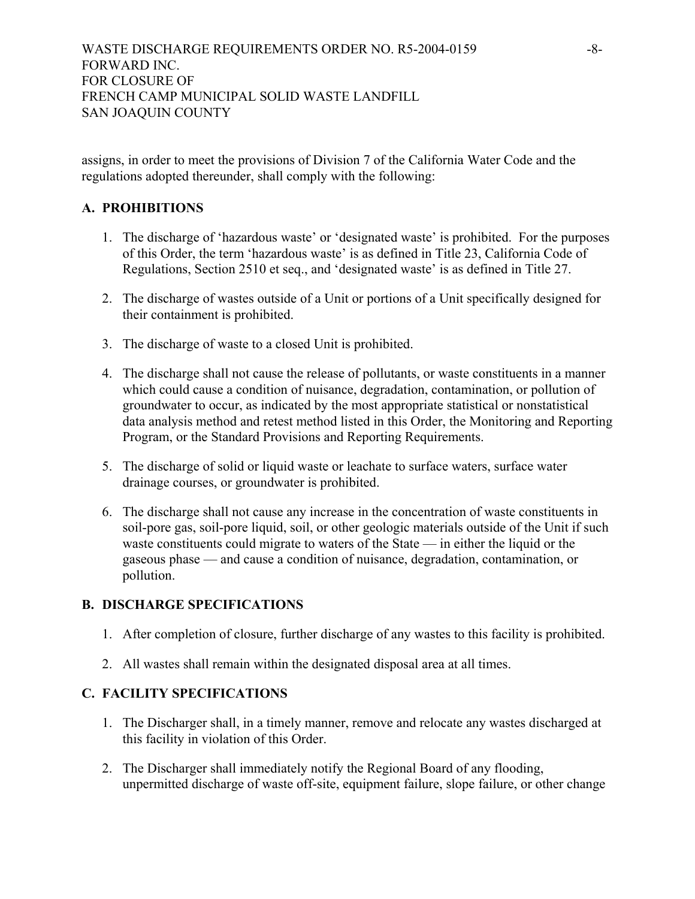assigns, in order to meet the provisions of Division 7 of the California Water Code and the regulations adopted thereunder, shall comply with the following:

## A. PROHIBITIONS

1. The discharge of 'hazardous waste' or 'designated waste' is prohibited. For the purposes of this Order, the term 'hazardous waste' is as defined in Title 23, California Code of Regulations, Section 2510 et seq., and 'designated waste' is as defined in Title 27.

2. The discharge of wastes outside of a Unit or portions of a Unit specifically designed for their containment is prohibited.

3. The discharge of waste to a closed Unit is prohibited.

4. The discharge shall not cause the release of pollutants, or waste constituents in a manner which could cause a condition of nuisance, degradation, contamination, or pollution of groundwater to occur, as indicated by the most appropriate statistical or nonstatistical data analysis method and retest method listed in this Order, the Monitoring and Reporting Program, or the Standard Provisions and Reporting Requirements.

5. The discharge of solid or liquid waste or leachate to surface waters, surface water drainage courses, or groundwater is prohibited.

6. The discharge shall not cause any increase in the concentration of waste constituents in soil-pore gas, soil-pore liquid, soil, or other geologic materials outside of the Unit if such waste constituents could migrate to waters of the State — in either the liquid or the gaseous phase — and cause a condition of nuisance, degradation, contamination, or pollution.

## B. DISCHARGE SPECIFICATIONS

1. After completion of closure, further discharge of any wastes to this facility is prohibited.

2. All wastes shall remain within the designated disposal area at all times.

## C. FACILITY SPECIFICATIONS

1. The Discharger shall, in a timely manner, remove and relocate any wastes discharged at this facility in violation of this Order.

2. The Discharger shall immediately notify the Regional Board of any flooding, unpermitted discharge of waste off-site, equipment failure, slope failure, or other change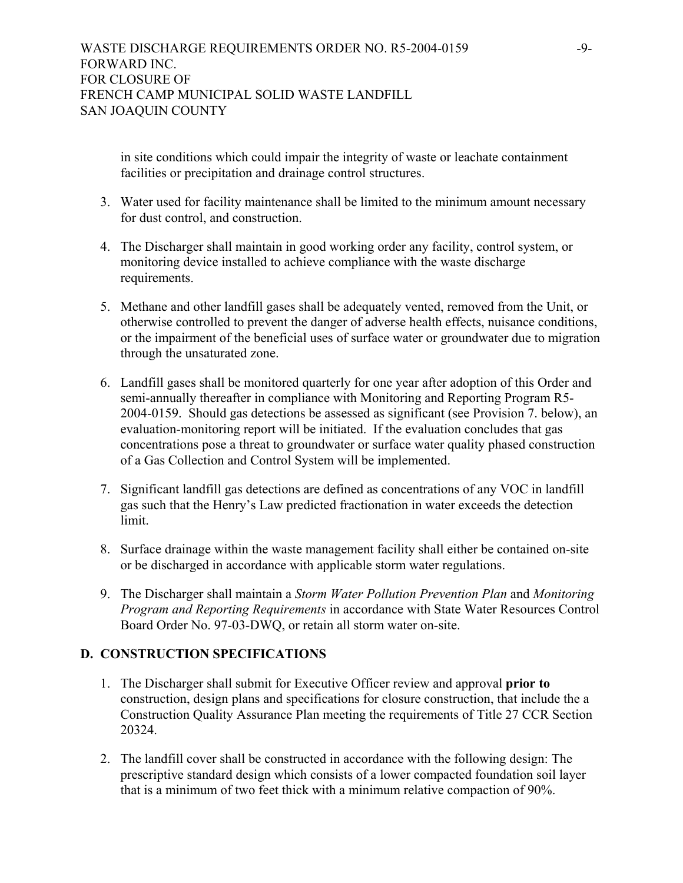in site conditions which could impair the integrity of waste or leachate containment facilities or precipitation and drainage control structures.

3. Water used for facility maintenance shall be limited to the minimum amount necessary for dust control, and construction.

4. The Discharger shall maintain in good working order any facility, control system, or monitoring device installed to achieve compliance with the waste discharge requirements.

5. Methane and other landfill gases shall be adequately vented, removed from the Unit, or otherwise controlled to prevent the danger of adverse health effects, nuisance conditions, or the impairment of the beneficial uses of surface water or groundwater due to migration through the unsaturated zone.

6. Landfill gases shall be monitored quarterly for one year after adoption of this Order and semi-annually thereafter in compliance with Monitoring and Reporting Program R5-2004-0159. Should gas detections be assessed as significant (see Provision 7. below), an evaluation-monitoring report will be initiated. If the evaluation concludes that gas concentrations pose a threat to groundwater or surface water quality phased construction of a Gas Collection and Control System will be implemented.

7. Significant landfill gas detections are defined as concentrations of any VOC in landfill gas such that the Henry's Law predicted fractionation in water exceeds the detection limit.

8. Surface drainage within the waste management facility shall either be contained on-site or be discharged in accordance with applicable storm water regulations.

9. The Discharger shall maintain a *Storm Water Pollution Prevention Plan* and *Monitoring Program and Reporting Requirements* in accordance with State Water Resources Control Board Order No. 97-03-DWQ, or retain all storm water on-site.

## D. CONSTRUCTION SPECIFICATIONS

1. The Discharger shall submit for Executive Officer review and approval **prior to** construction, design plans and specifications for closure construction, that include the a Construction Quality Assurance Plan meeting the requirements of Title 27 CCR Section 20324.

2. The landfill cover shall be constructed in accordance with the following design: The prescriptive standard design which consists of a lower compacted foundation soil layer that is a minimum of two feet thick with a minimum relative compaction of 90%.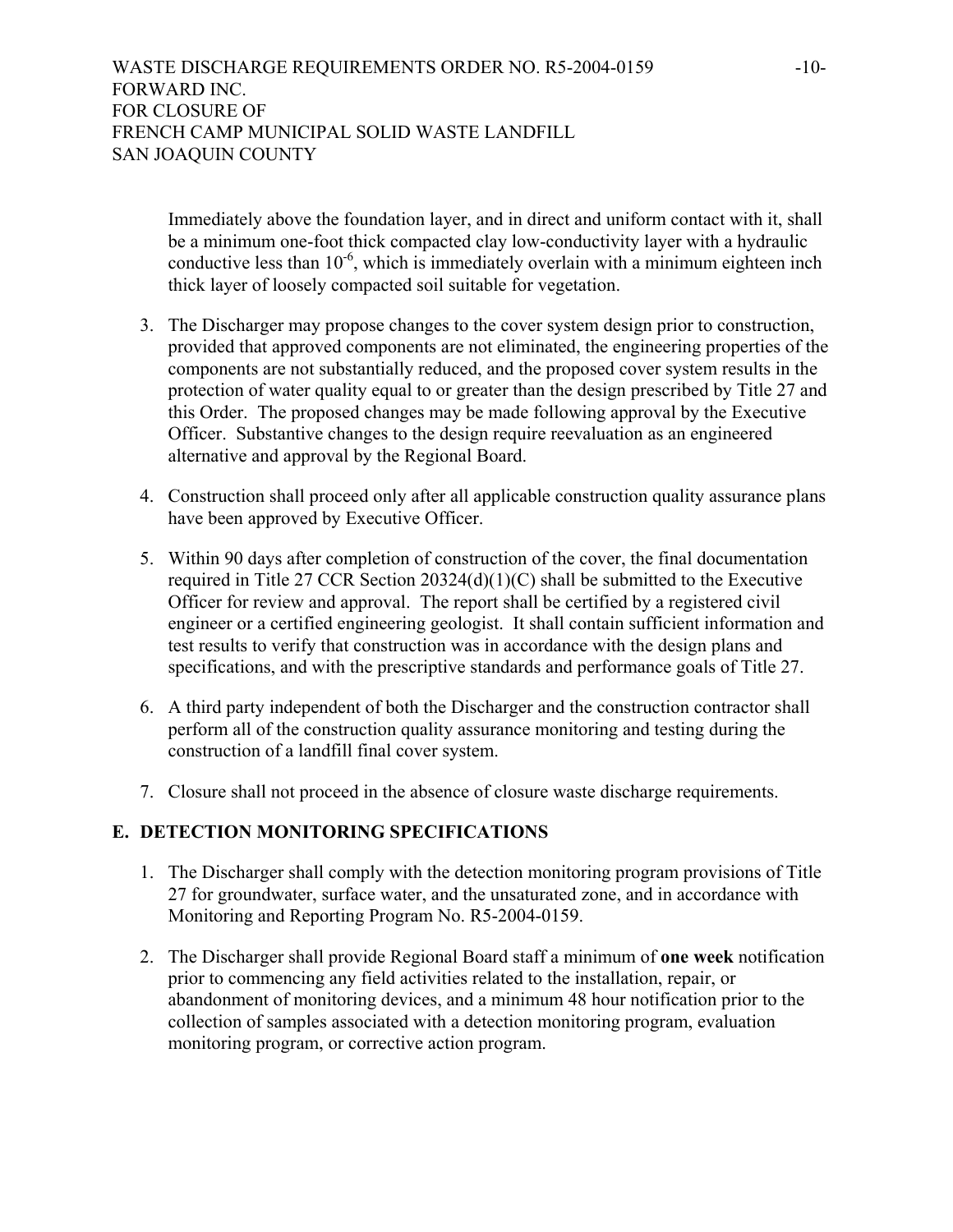Immediately above the foundation layer, and in direct and uniform contact with it, shall be a minimum one-foot thick compacted clay low-conductivity layer with a hydraulic conductive less than $10^{-6}$, which is immediately overlain with a minimum eighteen inch thick layer of loosely compacted soil suitable for vegetation.

3. The Discharger may propose changes to the cover system design prior to construction, provided that approved components are not eliminated, the engineering properties of the components are not substantially reduced, and the proposed cover system results in the protection of water quality equal to or greater than the design prescribed by Title 27 and this Order. The proposed changes may be made following approval by the Executive Officer. Substantive changes to the design require reevaluation as an engineered alternative and approval by the Regional Board.

4. Construction shall proceed only after all applicable construction quality assurance plans have been approved by Executive Officer.

5. Within 90 days after completion of construction of the cover, the final documentation required in Title 27 CCR Section 20324(d)(1)(C) shall be submitted to the Executive Officer for review and approval. The report shall be certified by a registered civil engineer or a certified engineering geologist. It shall contain sufficient information and test results to verify that construction was in accordance with the design plans and specifications, and with the prescriptive standards and performance goals of Title 27.

6. A third party independent of both the Discharger and the construction contractor shall perform all of the construction quality assurance monitoring and testing during the construction of a landfill final cover system.

7. Closure shall not proceed in the absence of closure waste discharge requirements.

## E. DETECTION MONITORING SPECIFICATIONS

1. The Discharger shall comply with the detection monitoring program provisions of Title 27 for groundwater, surface water, and the unsaturated zone, and in accordance with Monitoring and Reporting Program No. R5-2004-0159.

2. The Discharger shall provide Regional Board staff a minimum of **one week** notification prior to commencing any field activities related to the installation, repair, or abandonment of monitoring devices, and a minimum 48 hour notification prior to the collection of samples associated with a detection monitoring program, evaluation monitoring program, or corrective action program.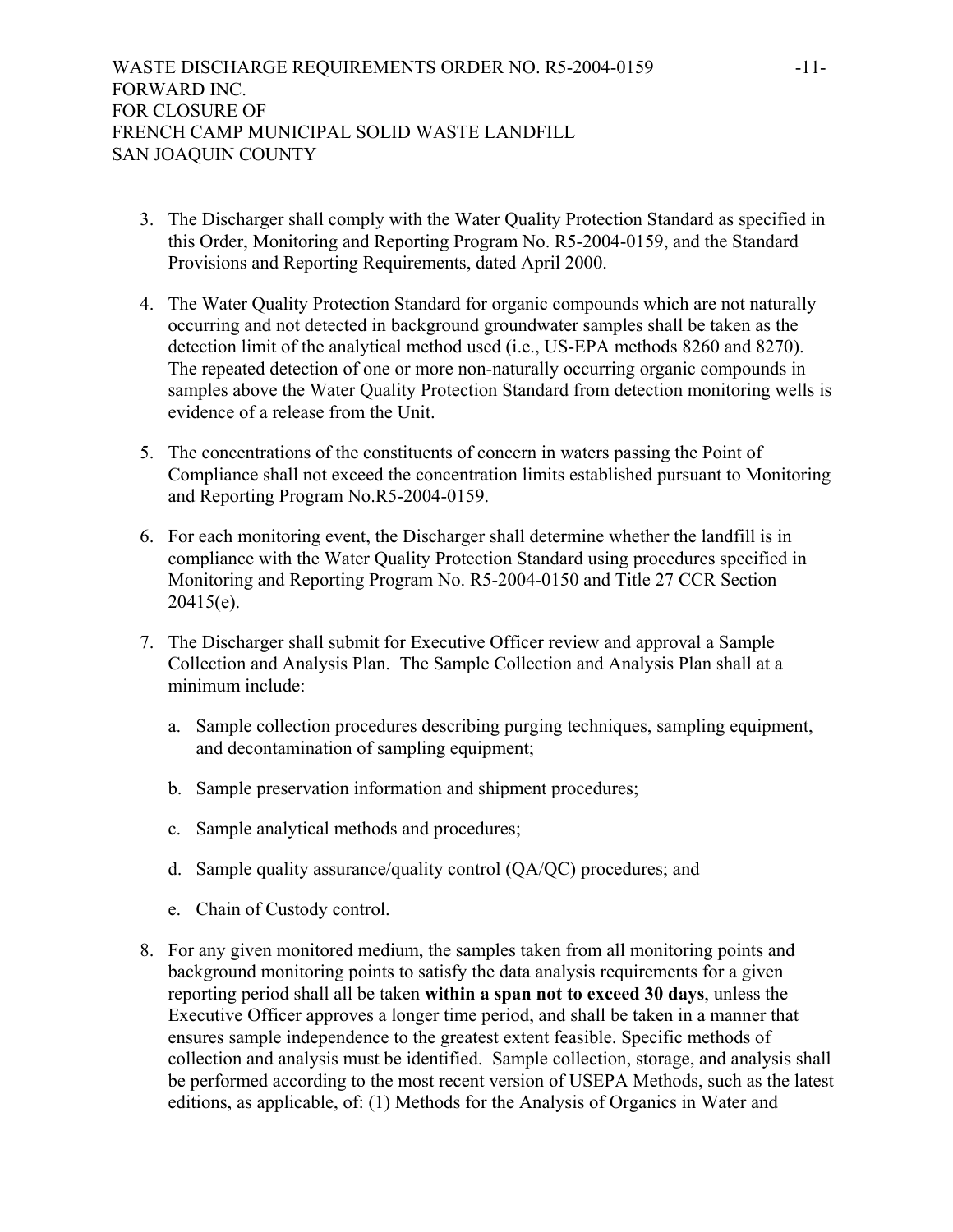3. The Discharger shall comply with the Water Quality Protection Standard as specified in this Order, Monitoring and Reporting Program No. R5-2004-0159, and the Standard Provisions and Reporting Requirements, dated April 2000.

4. The Water Quality Protection Standard for organic compounds which are not naturally occurring and not detected in background groundwater samples shall be taken as the detection limit of the analytical method used (i.e., US-EPA methods 8260 and 8270). The repeated detection of one or more non-naturally occurring organic compounds in samples above the Water Quality Protection Standard from detection monitoring wells is evidence of a release from the Unit.

5. The concentrations of the constituents of concern in waters passing the Point of Compliance shall not exceed the concentration limits established pursuant to Monitoring and Reporting Program No.R5-2004-0159.

6. For each monitoring event, the Discharger shall determine whether the landfill is in compliance with the Water Quality Protection Standard using procedures specified in Monitoring and Reporting Program No. R5-2004-0150 and Title 27 CCR Section 20415(e).

7. The Discharger shall submit for Executive Officer review and approval a Sample Collection and Analysis Plan. The Sample Collection and Analysis Plan shall at a minimum include:

   a. Sample collection procedures describing purging techniques, sampling equipment, and decontamination of sampling equipment;

   b. Sample preservation information and shipment procedures;

   c. Sample analytical methods and procedures;

   d. Sample quality assurance/quality control (QA/QC) procedures; and

   e. Chain of Custody control.

8. For any given monitored medium, the samples taken from all monitoring points and background monitoring points to satisfy the data analysis requirements for a given reporting period shall all be taken **within a span not to exceed 30 days**, unless the Executive Officer approves a longer time period, and shall be taken in a manner that ensures sample independence to the greatest extent feasible. Specific methods of collection and analysis must be identified. Sample collection, storage, and analysis shall be performed according to the most recent version of USEPA Methods, such as the latest editions, as applicable, of: (1) Methods for the Analysis of Organics in Water and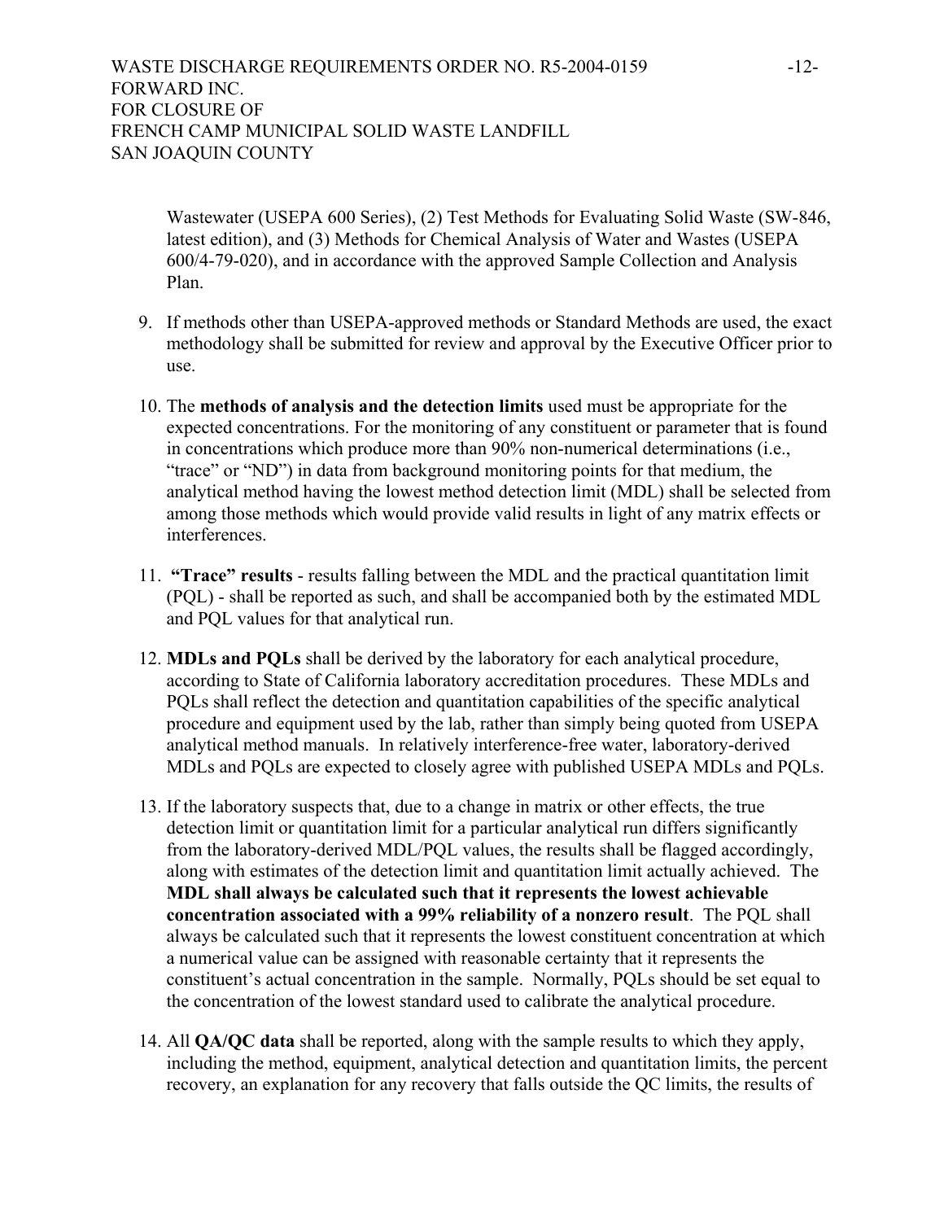Wastewater (USEPA 600 Series), (2) Test Methods for Evaluating Solid Waste (SW-846, latest edition), and (3) Methods for Chemical Analysis of Water and Wastes (USEPA 600/4-79-020), and in accordance with the approved Sample Collection and Analysis Plan.

9. If methods other than USEPA-approved methods or Standard Methods are used, the exact methodology shall be submitted for review and approval by the Executive Officer prior to use.

10. The **methods of analysis and the detection limits** used must be appropriate for the expected concentrations. For the monitoring of any constituent or parameter that is found in concentrations which produce more than 90% non-numerical determinations (i.e., "trace" or "ND") in data from background monitoring points for that medium, the analytical method having the lowest method detection limit (MDL) shall be selected from among those methods which would provide valid results in light of any matrix effects or interferences.

11. **"Trace" results** - results falling between the MDL and the practical quantitation limit (PQL) - shall be reported as such, and shall be accompanied both by the estimated MDL and PQL values for that analytical run.

12. **MDLs and PQLs** shall be derived by the laboratory for each analytical procedure, according to State of California laboratory accreditation procedures. These MDLs and PQLs shall reflect the detection and quantitation capabilities of the specific analytical procedure and equipment used by the lab, rather than simply being quoted from USEPA analytical method manuals. In relatively interference-free water, laboratory-derived MDLs and PQLs are expected to closely agree with published USEPA MDLs and PQLs.

13. If the laboratory suspects that, due to a change in matrix or other effects, the true detection limit or quantitation limit for a particular analytical run differs significantly from the laboratory-derived MDL/PQL values, the results shall be flagged accordingly, along with estimates of the detection limit and quantitation limit actually achieved. The **MDL shall always be calculated such that it represents the lowest achievable concentration associated with a 99% reliability of a nonzero result**. The PQL shall always be calculated such that it represents the lowest constituent concentration at which a numerical value can be assigned with reasonable certainty that it represents the constituent's actual concentration in the sample. Normally, PQLs should be set equal to the concentration of the lowest standard used to calibrate the analytical procedure.

14. All **QA/QC data** shall be reported, along with the sample results to which they apply, including the method, equipment, analytical detection and quantitation limits, the percent recovery, an explanation for any recovery that falls outside the QC limits, the results of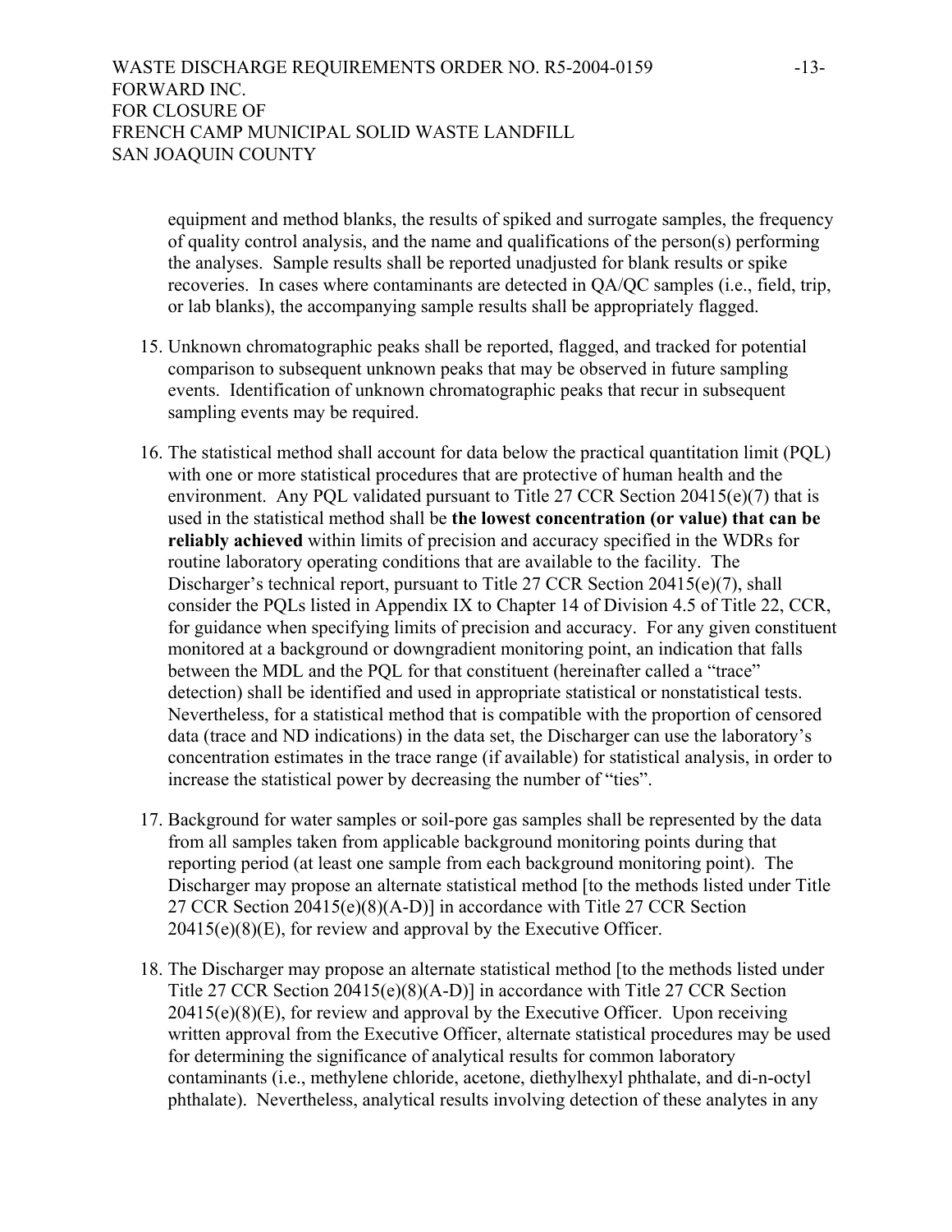equipment and method blanks, the results of spiked and surrogate samples, the frequency of quality control analysis, and the name and qualifications of the person(s) performing the analyses. Sample results shall be reported unadjusted for blank results or spike recoveries. In cases where contaminants are detected in QA/QC samples (i.e., field, trip, or lab blanks), the accompanying sample results shall be appropriately flagged.

15. Unknown chromatographic peaks shall be reported, flagged, and tracked for potential comparison to subsequent unknown peaks that may be observed in future sampling events. Identification of unknown chromatographic peaks that recur in subsequent sampling events may be required.

16. The statistical method shall account for data below the practical quantitation limit (PQL) with one or more statistical procedures that are protective of human health and the environment. Any PQL validated pursuant to Title 27 CCR Section 20415(e)(7) that is used in the statistical method shall be **the lowest concentration (or value) that can be reliably achieved** within limits of precision and accuracy specified in the WDRs for routine laboratory operating conditions that are available to the facility. The Discharger's technical report, pursuant to Title 27 CCR Section 20415(e)(7), shall consider the PQLs listed in Appendix IX to Chapter 14 of Division 4.5 of Title 22, CCR, for guidance when specifying limits of precision and accuracy. For any given constituent monitored at a background or downgradient monitoring point, an indication that falls between the MDL and the PQL for that constituent (hereinafter called a "trace" detection) shall be identified and used in appropriate statistical or nonstatistical tests. Nevertheless, for a statistical method that is compatible with the proportion of censored data (trace and ND indications) in the data set, the Discharger can use the laboratory's concentration estimates in the trace range (if available) for statistical analysis, in order to increase the statistical power by decreasing the number of "ties".

17. Background for water samples or soil-pore gas samples shall be represented by the data from all samples taken from applicable background monitoring points during that reporting period (at least one sample from each background monitoring point). The Discharger may propose an alternate statistical method [to the methods listed under Title 27 CCR Section 20415(e)(8)(A-D)] in accordance with Title 27 CCR Section 20415(e)(8)(E), for review and approval by the Executive Officer.

18. The Discharger may propose an alternate statistical method [to the methods listed under Title 27 CCR Section 20415(e)(8)(A-D)] in accordance with Title 27 CCR Section 20415(e)(8)(E), for review and approval by the Executive Officer. Upon receiving written approval from the Executive Officer, alternate statistical procedures may be used for determining the significance of analytical results for common laboratory contaminants (i.e., methylene chloride, acetone, diethylhexyl phthalate, and di-n-octyl phthalate). Nevertheless, analytical results involving detection of these analytes in any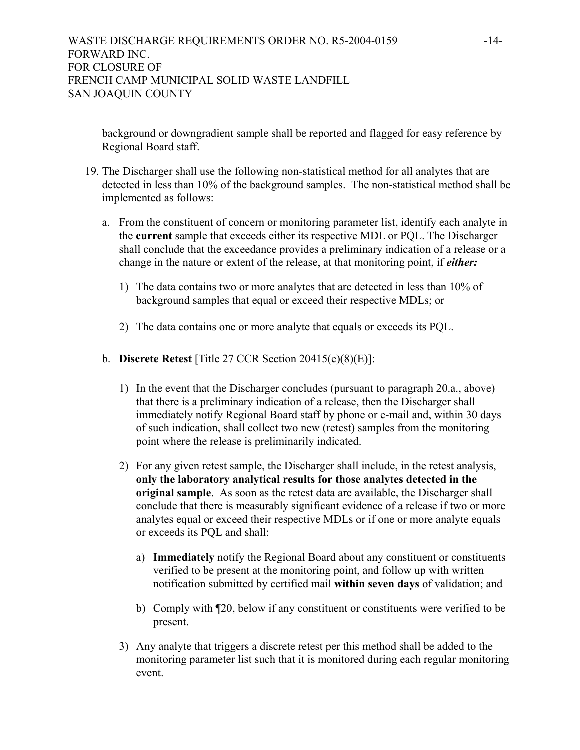background or downgradient sample shall be reported and flagged for easy reference by Regional Board staff.

19. The Discharger shall use the following non-statistical method for all analytes that are detected in less than 10% of the background samples. The non-statistical method shall be implemented as follows:

    a. From the constituent of concern or monitoring parameter list, identify each analyte in the **current** sample that exceeds either its respective MDL or PQL. The Discharger shall conclude that the exceedance provides a preliminary indication of a release or a change in the nature or extent of the release, at that monitoring point, if ***either:***

        1) The data contains two or more analytes that are detected in less than 10% of background samples that equal or exceed their respective MDLs; or

        2) The data contains one or more analyte that equals or exceeds its PQL.

    b. **Discrete Retest** [Title 27 CCR Section 20415(e)(8)(E)]:

        1) In the event that the Discharger concludes (pursuant to paragraph 20.a., above) that there is a preliminary indication of a release, then the Discharger shall immediately notify Regional Board staff by phone or e-mail and, within 30 days of such indication, shall collect two new (retest) samples from the monitoring point where the release is preliminarily indicated.

        2) For any given retest sample, the Discharger shall include, in the retest analysis, **only the laboratory analytical results for those analytes detected in the original sample**. As soon as the retest data are available, the Discharger shall conclude that there is measurably significant evidence of a release if two or more analytes equal or exceed their respective MDLs or if one or more analyte equals or exceeds its PQL and shall:

            a) **Immediately** notify the Regional Board about any constituent or constituents verified to be present at the monitoring point, and follow up with written notification submitted by certified mail **within seven days** of validation; and

            b) Comply with ¶20, below if any constituent or constituents were verified to be present.

        3) Any analyte that triggers a discrete retest per this method shall be added to the monitoring parameter list such that it is monitored during each regular monitoring event.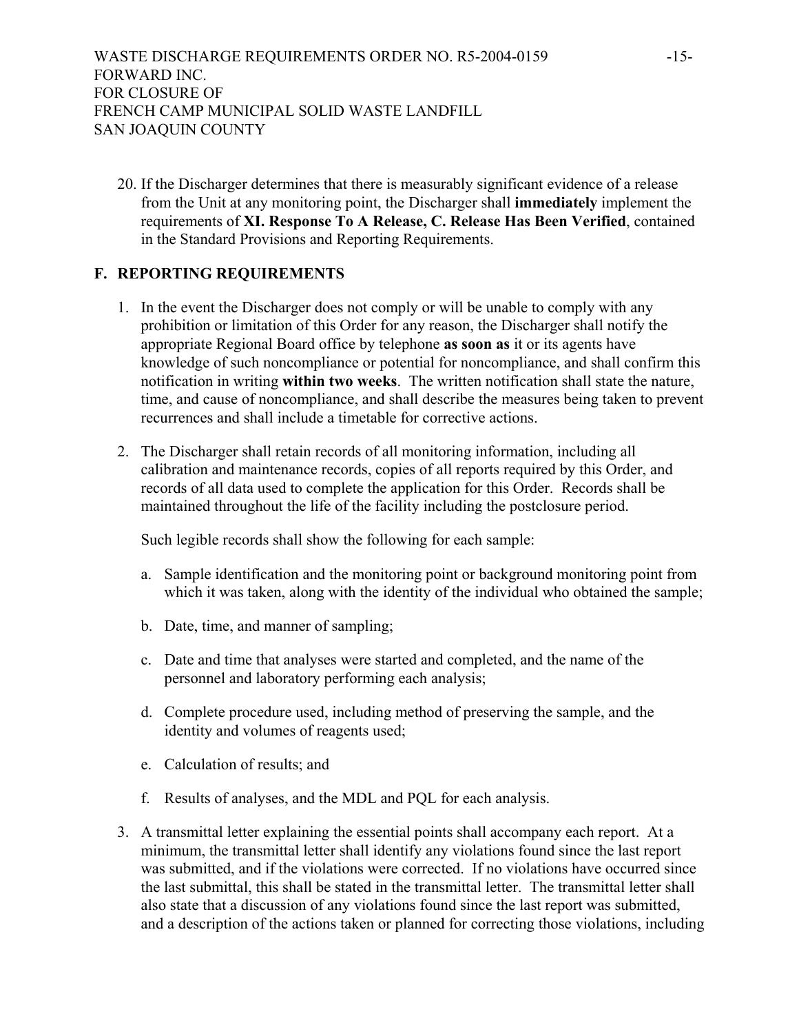20. If the Discharger determines that there is measurably significant evidence of a release from the Unit at any monitoring point, the Discharger shall **immediately** implement the requirements of **XI. Response To A Release, C. Release Has Been Verified**, contained in the Standard Provisions and Reporting Requirements.

## F. REPORTING REQUIREMENTS

1. In the event the Discharger does not comply or will be unable to comply with any prohibition or limitation of this Order for any reason, the Discharger shall notify the appropriate Regional Board office by telephone **as soon as** it or its agents have knowledge of such noncompliance or potential for noncompliance, and shall confirm this notification in writing **within two weeks**. The written notification shall state the nature, time, and cause of noncompliance, and shall describe the measures being taken to prevent recurrences and shall include a timetable for corrective actions.

2. The Discharger shall retain records of all monitoring information, including all calibration and maintenance records, copies of all reports required by this Order, and records of all data used to complete the application for this Order. Records shall be maintained throughout the life of the facility including the postclosure period.

   Such legible records shall show the following for each sample:

   a. Sample identification and the monitoring point or background monitoring point from which it was taken, along with the identity of the individual who obtained the sample;

   b. Date, time, and manner of sampling;

   c. Date and time that analyses were started and completed, and the name of the personnel and laboratory performing each analysis;

   d. Complete procedure used, including method of preserving the sample, and the identity and volumes of reagents used;

   e. Calculation of results; and

   f. Results of analyses, and the MDL and PQL for each analysis.

3. A transmittal letter explaining the essential points shall accompany each report. At a minimum, the transmittal letter shall identify any violations found since the last report was submitted, and if the violations were corrected. If no violations have occurred since the last submittal, this shall be stated in the transmittal letter. The transmittal letter shall also state that a discussion of any violations found since the last report was submitted, and a description of the actions taken or planned for correcting those violations, including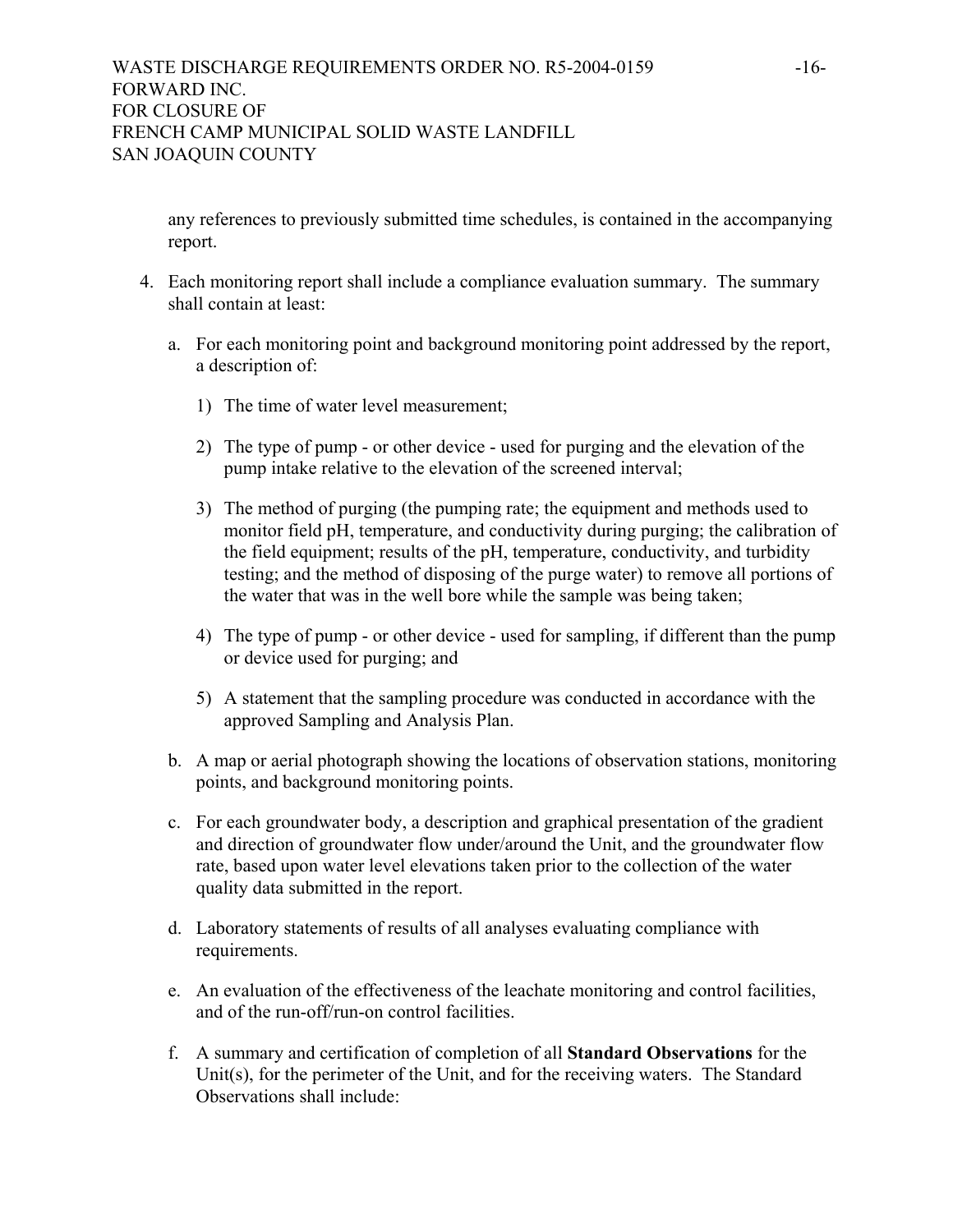any references to previously submitted time schedules, is contained in the accompanying report.

4. Each monitoring report shall include a compliance evaluation summary. The summary shall contain at least:

   a. For each monitoring point and background monitoring point addressed by the report, a description of:

      1) The time of water level measurement;

      2) The type of pump - or other device - used for purging and the elevation of the pump intake relative to the elevation of the screened interval;

      3) The method of purging (the pumping rate; the equipment and methods used to monitor field pH, temperature, and conductivity during purging; the calibration of the field equipment; results of the pH, temperature, conductivity, and turbidity testing; and the method of disposing of the purge water) to remove all portions of the water that was in the well bore while the sample was being taken;

      4) The type of pump - or other device - used for sampling, if different than the pump or device used for purging; and

      5) A statement that the sampling procedure was conducted in accordance with the approved Sampling and Analysis Plan.

   b. A map or aerial photograph showing the locations of observation stations, monitoring points, and background monitoring points.

   c. For each groundwater body, a description and graphical presentation of the gradient and direction of groundwater flow under/around the Unit, and the groundwater flow rate, based upon water level elevations taken prior to the collection of the water quality data submitted in the report.

   d. Laboratory statements of results of all analyses evaluating compliance with requirements.

   e. An evaluation of the effectiveness of the leachate monitoring and control facilities, and of the run-off/run-on control facilities.

   f. A summary and certification of completion of all **Standard Observations** for the Unit(s), for the perimeter of the Unit, and for the receiving waters. The Standard Observations shall include: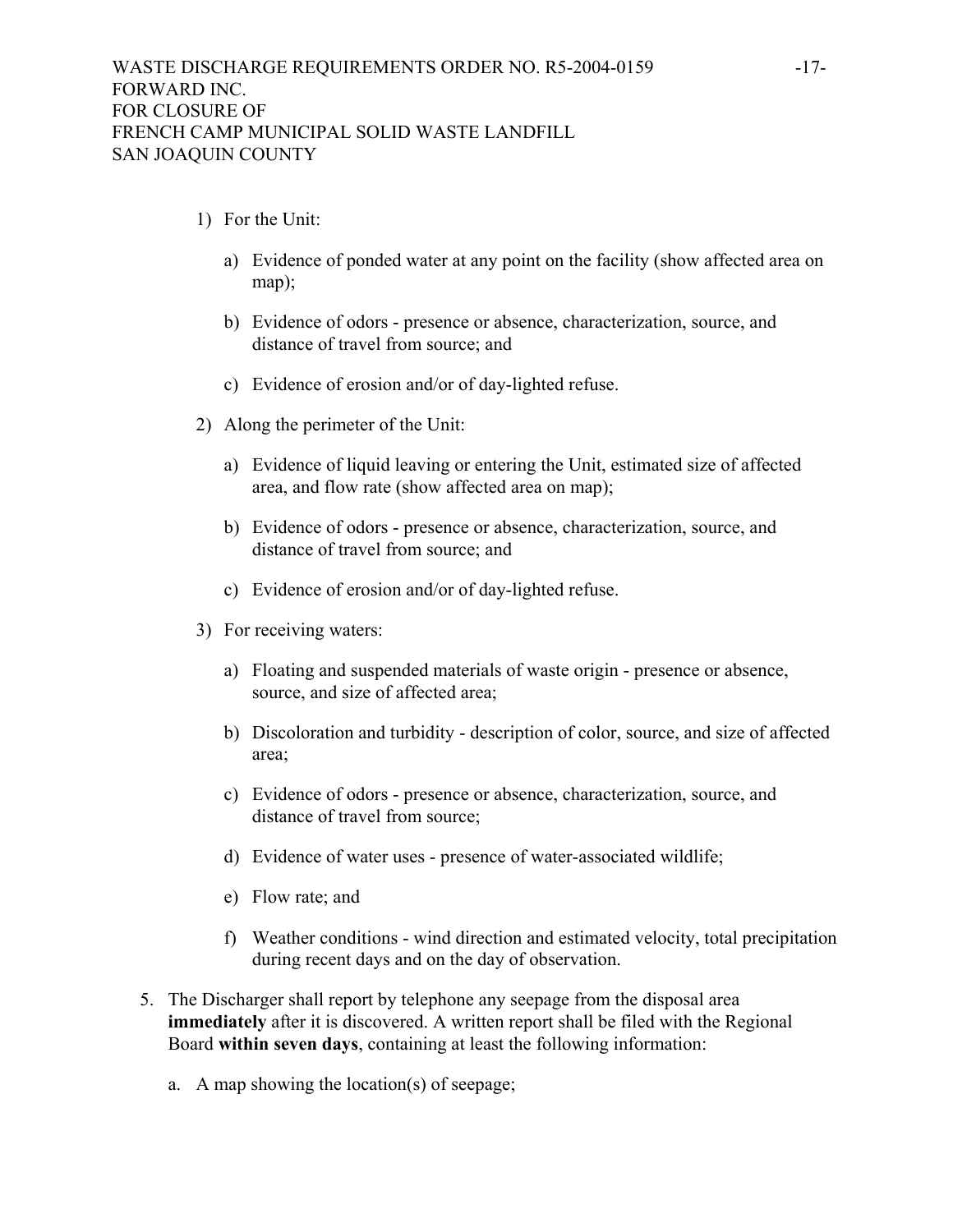1) For the Unit:

    a) Evidence of ponded water at any point on the facility (show affected area on map);

    b) Evidence of odors - presence or absence, characterization, source, and distance of travel from source; and

    c) Evidence of erosion and/or of day-lighted refuse.

2) Along the perimeter of the Unit:

    a) Evidence of liquid leaving or entering the Unit, estimated size of affected area, and flow rate (show affected area on map);

    b) Evidence of odors - presence or absence, characterization, source, and distance of travel from source; and

    c) Evidence of erosion and/or of day-lighted refuse.

3) For receiving waters:

    a) Floating and suspended materials of waste origin - presence or absence, source, and size of affected area;

    b) Discoloration and turbidity - description of color, source, and size of affected area;

    c) Evidence of odors - presence or absence, characterization, source, and distance of travel from source;

    d) Evidence of water uses - presence of water-associated wildlife;

    e) Flow rate; and

    f) Weather conditions - wind direction and estimated velocity, total precipitation during recent days and on the day of observation.

5. The Discharger shall report by telephone any seepage from the disposal area **immediately** after it is discovered. A written report shall be filed with the Regional Board **within seven days**, containing at least the following information:

    a. A map showing the location(s) of seepage;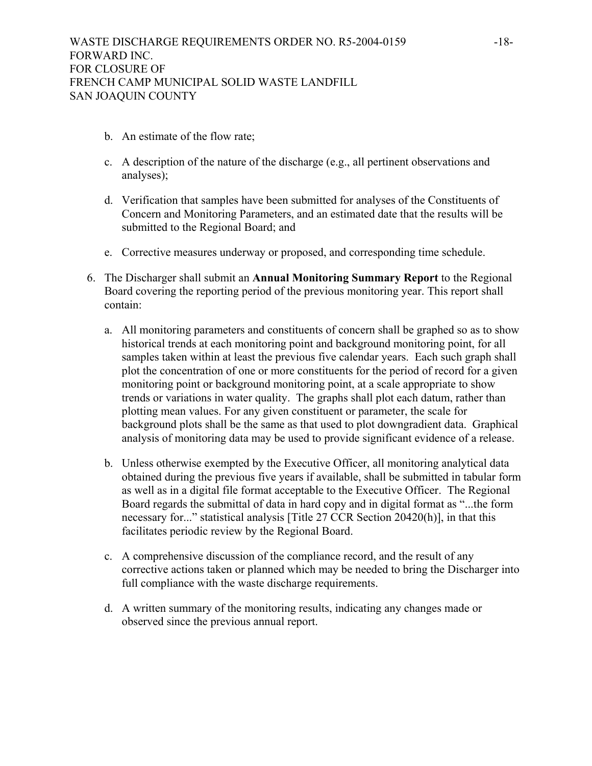b. An estimate of the flow rate;

c. A description of the nature of the discharge (e.g., all pertinent observations and analyses);

d. Verification that samples have been submitted for analyses of the Constituents of Concern and Monitoring Parameters, and an estimated date that the results will be submitted to the Regional Board; and

e. Corrective measures underway or proposed, and corresponding time schedule.

6. The Discharger shall submit an **Annual Monitoring Summary Report** to the Regional Board covering the reporting period of the previous monitoring year. This report shall contain:

   a. All monitoring parameters and constituents of concern shall be graphed so as to show historical trends at each monitoring point and background monitoring point, for all samples taken within at least the previous five calendar years. Each such graph shall plot the concentration of one or more constituents for the period of record for a given monitoring point or background monitoring point, at a scale appropriate to show trends or variations in water quality. The graphs shall plot each datum, rather than plotting mean values. For any given constituent or parameter, the scale for background plots shall be the same as that used to plot downgradient data. Graphical analysis of monitoring data may be used to provide significant evidence of a release.

   b. Unless otherwise exempted by the Executive Officer, all monitoring analytical data obtained during the previous five years if available, shall be submitted in tabular form as well as in a digital file format acceptable to the Executive Officer. The Regional Board regards the submittal of data in hard copy and in digital format as "...the form necessary for..." statistical analysis [Title 27 CCR Section 20420(h)], in that this facilitates periodic review by the Regional Board.

   c. A comprehensive discussion of the compliance record, and the result of any corrective actions taken or planned which may be needed to bring the Discharger into full compliance with the waste discharge requirements.

   d. A written summary of the monitoring results, indicating any changes made or observed since the previous annual report.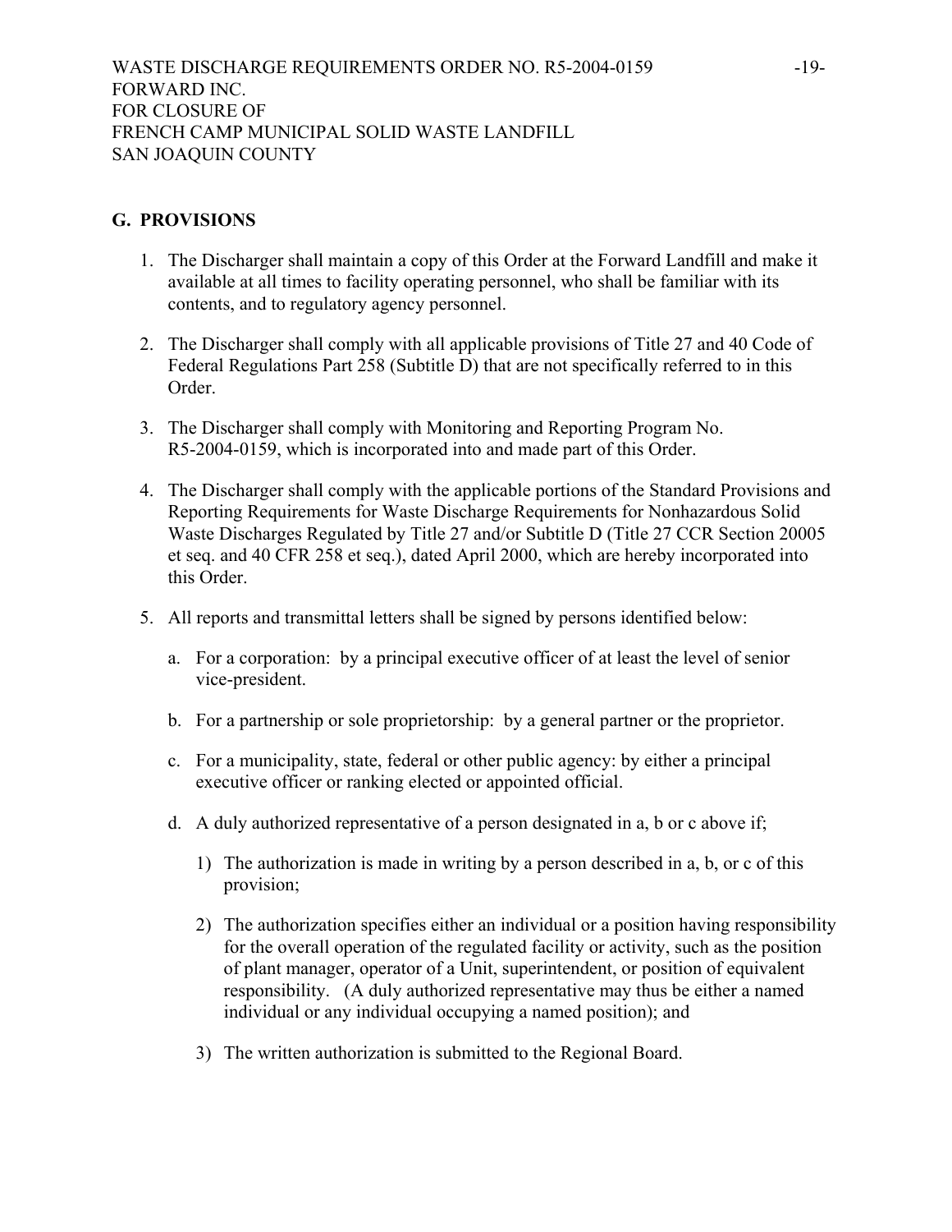## G. PROVISIONS

1. The Discharger shall maintain a copy of this Order at the Forward Landfill and make it available at all times to facility operating personnel, who shall be familiar with its contents, and to regulatory agency personnel.

2. The Discharger shall comply with all applicable provisions of Title 27 and 40 Code of Federal Regulations Part 258 (Subtitle D) that are not specifically referred to in this Order.

3. The Discharger shall comply with Monitoring and Reporting Program No. R5-2004-0159, which is incorporated into and made part of this Order.

4. The Discharger shall comply with the applicable portions of the Standard Provisions and Reporting Requirements for Waste Discharge Requirements for Nonhazardous Solid Waste Discharges Regulated by Title 27 and/or Subtitle D (Title 27 CCR Section 20005 et seq. and 40 CFR 258 et seq.), dated April 2000, which are hereby incorporated into this Order.

5. All reports and transmittal letters shall be signed by persons identified below:

   a. For a corporation: by a principal executive officer of at least the level of senior vice-president.

   b. For a partnership or sole proprietorship: by a general partner or the proprietor.

   c. For a municipality, state, federal or other public agency: by either a principal executive officer or ranking elected or appointed official.

   d. A duly authorized representative of a person designated in a, b or c above if;

      1) The authorization is made in writing by a person described in a, b, or c of this provision;

      2) The authorization specifies either an individual or a position having responsibility for the overall operation of the regulated facility or activity, such as the position of plant manager, operator of a Unit, superintendent, or position of equivalent responsibility. (A duly authorized representative may thus be either a named individual or any individual occupying a named position); and

      3) The written authorization is submitted to the Regional Board.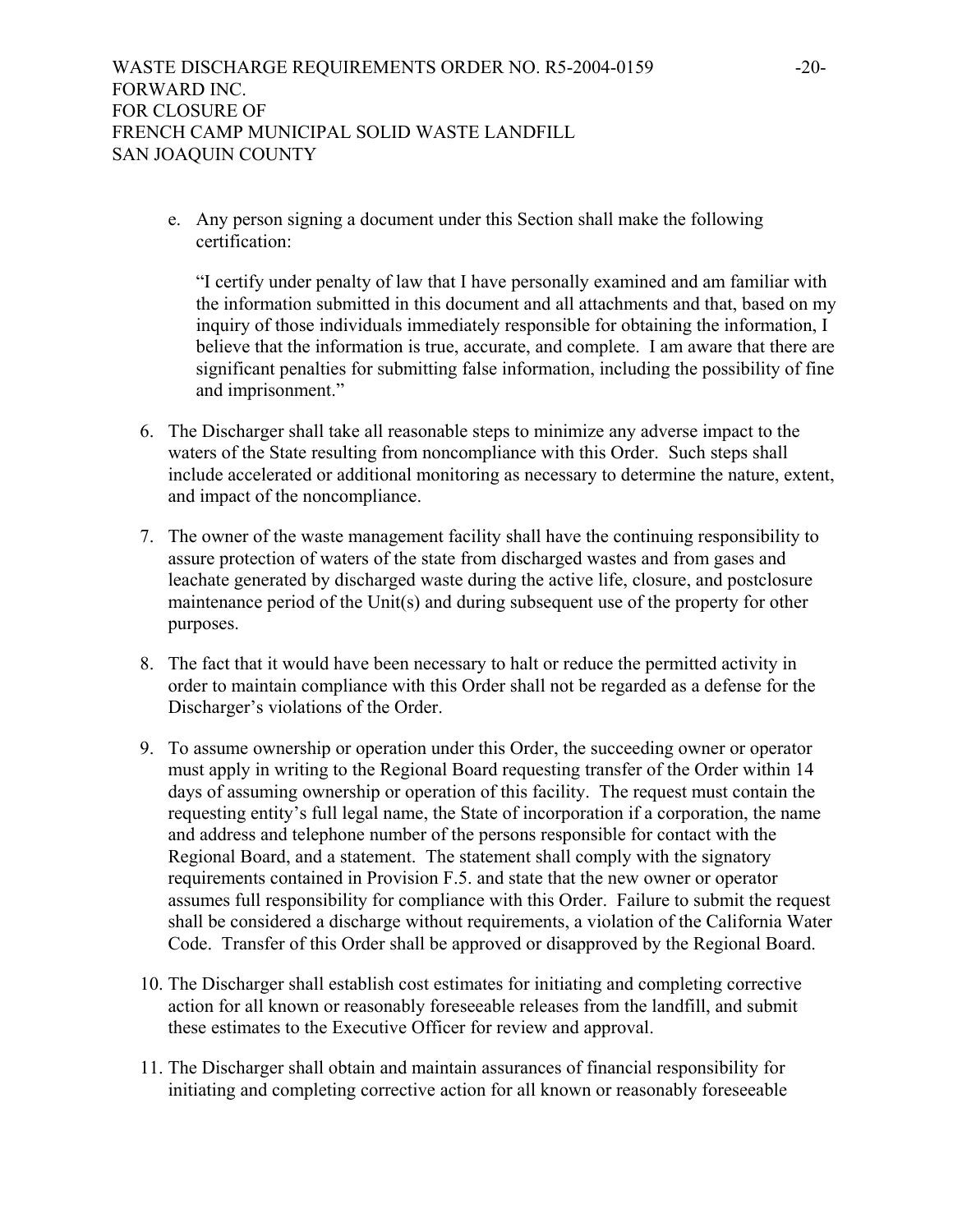e. Any person signing a document under this Section shall make the following certification:

   "I certify under penalty of law that I have personally examined and am familiar with the information submitted in this document and all attachments and that, based on my inquiry of those individuals immediately responsible for obtaining the information, I believe that the information is true, accurate, and complete. I am aware that there are significant penalties for submitting false information, including the possibility of fine and imprisonment."

6. The Discharger shall take all reasonable steps to minimize any adverse impact to the waters of the State resulting from noncompliance with this Order. Such steps shall include accelerated or additional monitoring as necessary to determine the nature, extent, and impact of the noncompliance.

7. The owner of the waste management facility shall have the continuing responsibility to assure protection of waters of the state from discharged wastes and from gases and leachate generated by discharged waste during the active life, closure, and postclosure maintenance period of the Unit(s) and during subsequent use of the property for other purposes.

8. The fact that it would have been necessary to halt or reduce the permitted activity in order to maintain compliance with this Order shall not be regarded as a defense for the Discharger's violations of the Order.

9. To assume ownership or operation under this Order, the succeeding owner or operator must apply in writing to the Regional Board requesting transfer of the Order within 14 days of assuming ownership or operation of this facility. The request must contain the requesting entity's full legal name, the State of incorporation if a corporation, the name and address and telephone number of the persons responsible for contact with the Regional Board, and a statement. The statement shall comply with the signatory requirements contained in Provision F.5. and state that the new owner or operator assumes full responsibility for compliance with this Order. Failure to submit the request shall be considered a discharge without requirements, a violation of the California Water Code. Transfer of this Order shall be approved or disapproved by the Regional Board.

10. The Discharger shall establish cost estimates for initiating and completing corrective action for all known or reasonably foreseeable releases from the landfill, and submit these estimates to the Executive Officer for review and approval.

11. The Discharger shall obtain and maintain assurances of financial responsibility for initiating and completing corrective action for all known or reasonably foreseeable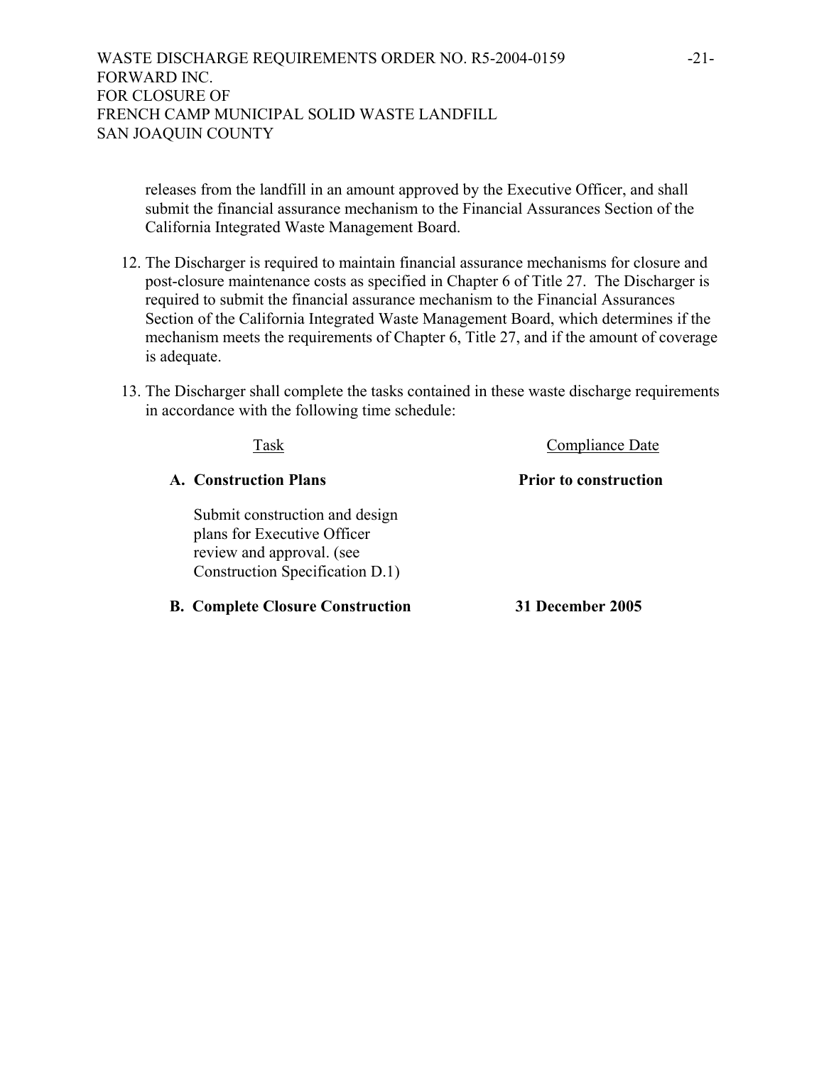releases from the landfill in an amount approved by the Executive Officer, and shall submit the financial assurance mechanism to the Financial Assurances Section of the California Integrated Waste Management Board.

12. The Discharger is required to maintain financial assurance mechanisms for closure and post-closure maintenance costs as specified in Chapter 6 of Title 27. The Discharger is required to submit the financial assurance mechanism to the Financial Assurances Section of the California Integrated Waste Management Board, which determines if the mechanism meets the requirements of Chapter 6, Title 27, and if the amount of coverage is adequate.

13. The Discharger shall complete the tasks contained in these waste discharge requirements in accordance with the following time schedule:

| Task | Compliance Date |
|---|---|
| **A. Construction Plans** | **Prior to construction** |
| Submit construction and design plans for Executive Officer review and approval. (see Construction Specification D.1) | |
| **B. Complete Closure Construction** | **31 December 2005** |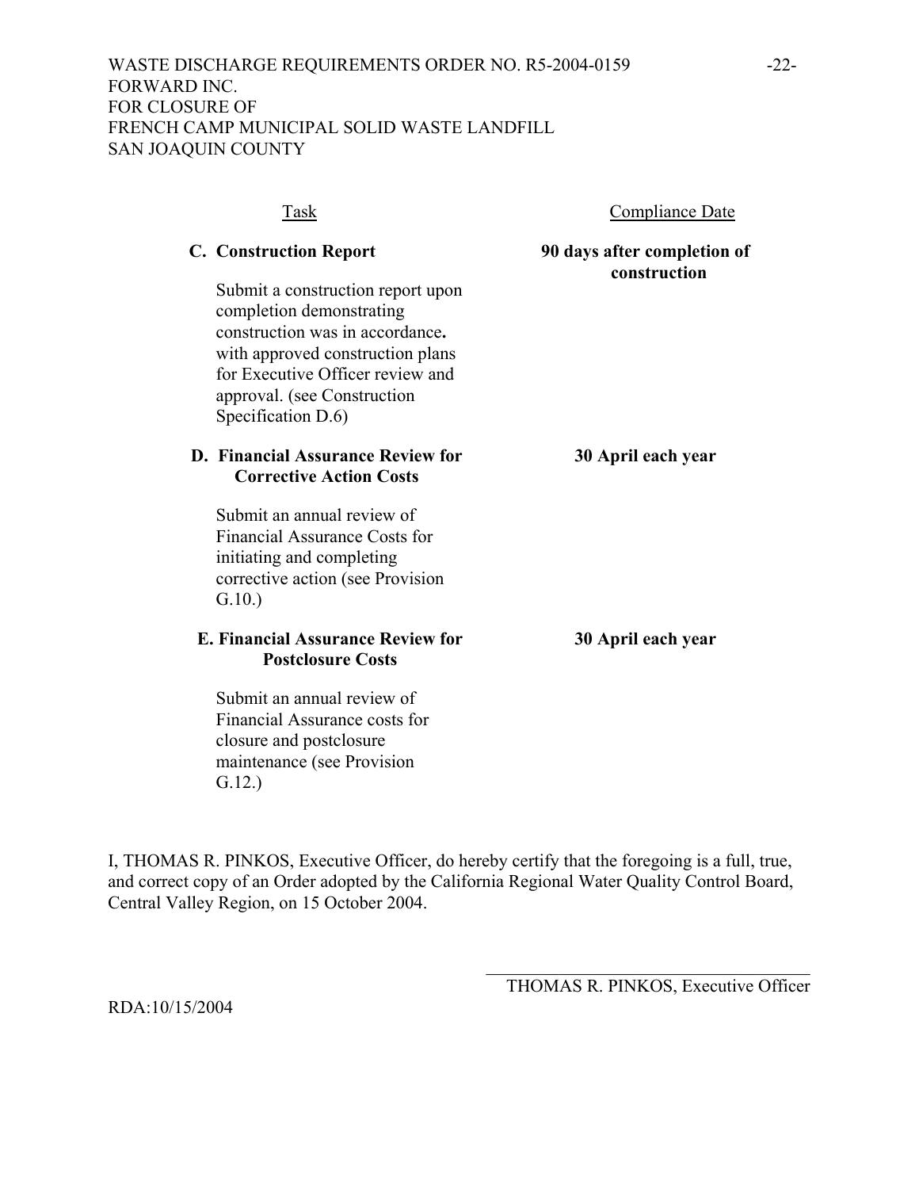| Task | Compliance Date |
|---|---|
| **C. Construction Report**<br><br>Submit a construction report upon completion demonstrating construction was in accordance**.** with approved construction plans for Executive Officer review and approval. (see Construction Specification D.6) | **90 days after completion of construction** |
| **D. Financial Assurance Review for Corrective Action Costs**<br><br>Submit an annual review of Financial Assurance Costs for initiating and completing corrective action (see Provision G.10.) | **30 April each year** |
| **E. Financial Assurance Review for Postclosure Costs**<br><br>Submit an annual review of Financial Assurance costs for closure and postclosure maintenance (see Provision G.12.) | **30 April each year** |

I, THOMAS R. PINKOS, Executive Officer, do hereby certify that the foregoing is a full, true, and correct copy of an Order adopted by the California Regional Water Quality Control Board, Central Valley Region, on 15 October 2004.

\_\_\_\_\_\_\_\_\_\_\_\_\_\_\_\_\_\_\_\_\_\_\_\_\_\_\_\_\_\_\_\_\_\_\_\_\_\_

THOMAS R. PINKOS, Executive Officer

RDA:10/15/2004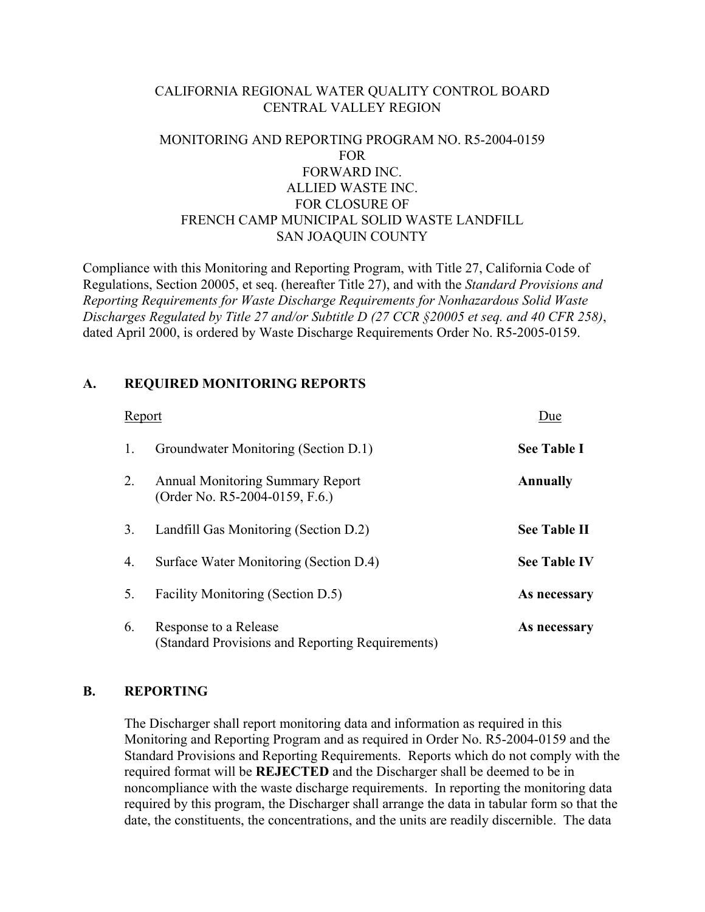CALIFORNIA REGIONAL WATER QUALITY CONTROL BOARD
CENTRAL VALLEY REGION

MONITORING AND REPORTING PROGRAM NO. R5-2004-0159
FOR
FORWARD INC.
ALLIED WASTE INC.
FOR CLOSURE OF
FRENCH CAMP MUNICIPAL SOLID WASTE LANDFILL
SAN JOAQUIN COUNTY

Compliance with this Monitoring and Reporting Program, with Title 27, California Code of Regulations, Section 20005, et seq. (hereafter Title 27), and with the *Standard Provisions and Reporting Requirements for Waste Discharge Requirements for Nonhazardous Solid Waste Discharges Regulated by Title 27 and/or Subtitle D (27 CCR §20005 et seq. and 40 CFR 258)*, dated April 2000, is ordered by Waste Discharge Requirements Order No. R5-2005-0159.

## A. REQUIRED MONITORING REPORTS

| | Report | Due |
|---|---|---|
| 1. | Groundwater Monitoring (Section D.1) | **See Table I** |
| 2. | Annual Monitoring Summary Report (Order No. R5-2004-0159, F.6.) | **Annually** |
| 3. | Landfill Gas Monitoring (Section D.2) | **See Table II** |
| 4. | Surface Water Monitoring (Section D.4) | **See Table IV** |
| 5. | Facility Monitoring (Section D.5) | **As necessary** |
| 6. | Response to a Release (Standard Provisions and Reporting Requirements) | **As necessary** |

## B. REPORTING

The Discharger shall report monitoring data and information as required in this Monitoring and Reporting Program and as required in Order No. R5-2004-0159 and the Standard Provisions and Reporting Requirements. Reports which do not comply with the required format will be **REJECTED** and the Discharger shall be deemed to be in noncompliance with the waste discharge requirements. In reporting the monitoring data required by this program, the Discharger shall arrange the data in tabular form so that the date, the constituents, the concentrations, and the units are readily discernible. The data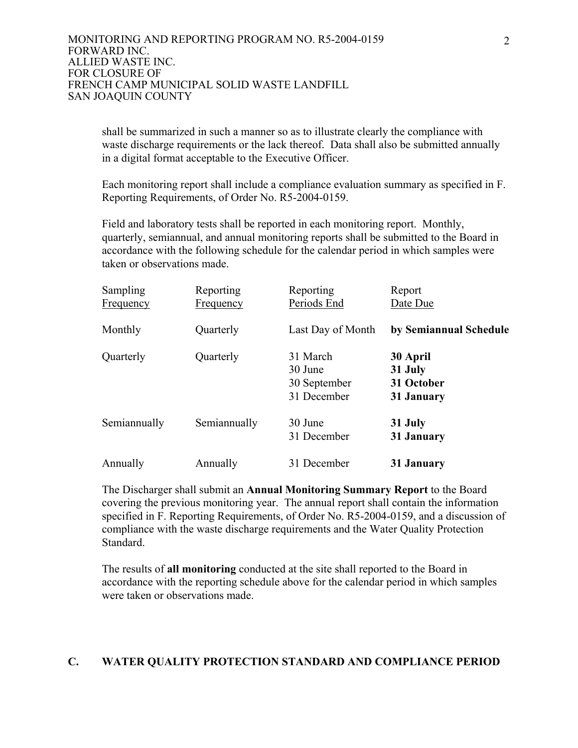shall be summarized in such a manner so as to illustrate clearly the compliance with waste discharge requirements or the lack thereof. Data shall also be submitted annually in a digital format acceptable to the Executive Officer.

Each monitoring report shall include a compliance evaluation summary as specified in F. Reporting Requirements, of Order No. R5-2004-0159.

Field and laboratory tests shall be reported in each monitoring report. Monthly, quarterly, semiannual, and annual monitoring reports shall be submitted to the Board in accordance with the following schedule for the calendar period in which samples were taken or observations made.

| Sampling Frequency | Reporting Frequency | Reporting Periods End | Report Date Due |
|---|---|---|---|
| Monthly | Quarterly | Last Day of Month | **by Semiannual Schedule** |
| Quarterly | Quarterly | 31 March<br>30 June<br>30 September<br>31 December | **30 April**<br>**31 July**<br>**31 October**<br>**31 January** |
| Semiannually | Semiannually | 30 June<br>31 December | **31 July**<br>**31 January** |
| Annually | Annually | 31 December | **31 January** |

The Discharger shall submit an **Annual Monitoring Summary Report** to the Board covering the previous monitoring year. The annual report shall contain the information specified in F. Reporting Requirements, of Order No. R5-2004-0159, and a discussion of compliance with the waste discharge requirements and the Water Quality Protection Standard.

The results of **all monitoring** conducted at the site shall reported to the Board in accordance with the reporting schedule above for the calendar period in which samples were taken or observations made.

## C. WATER QUALITY PROTECTION STANDARD AND COMPLIANCE PERIOD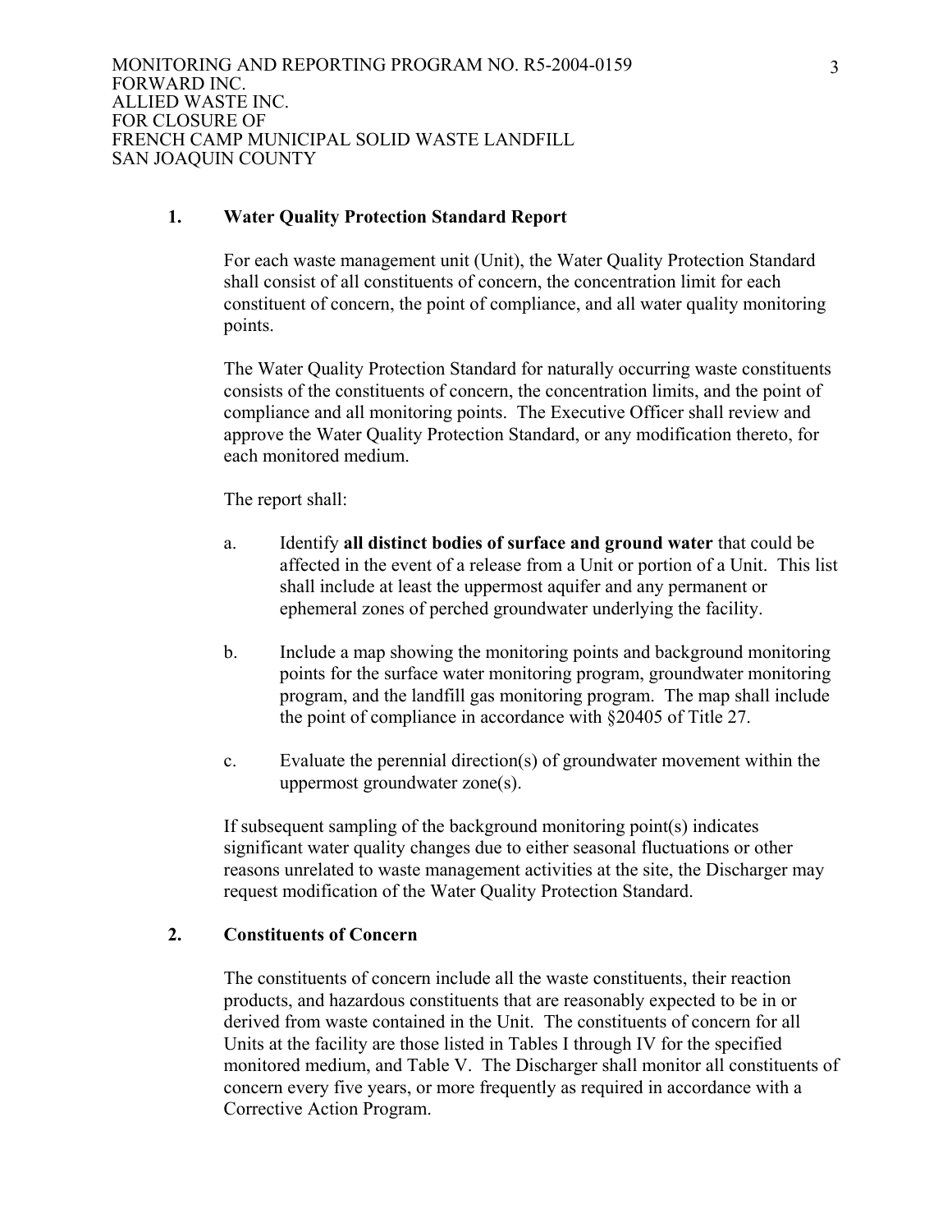**1. Water Quality Protection Standard Report**

For each waste management unit (Unit), the Water Quality Protection Standard shall consist of all constituents of concern, the concentration limit for each constituent of concern, the point of compliance, and all water quality monitoring points.

The Water Quality Protection Standard for naturally occurring waste constituents consists of the constituents of concern, the concentration limits, and the point of compliance and all monitoring points. The Executive Officer shall review and approve the Water Quality Protection Standard, or any modification thereto, for each monitored medium.

The report shall:

a. Identify **all distinct bodies of surface and ground water** that could be affected in the event of a release from a Unit or portion of a Unit. This list shall include at least the uppermost aquifer and any permanent or ephemeral zones of perched groundwater underlying the facility.

b. Include a map showing the monitoring points and background monitoring points for the surface water monitoring program, groundwater monitoring program, and the landfill gas monitoring program. The map shall include the point of compliance in accordance with §20405 of Title 27.

c. Evaluate the perennial direction(s) of groundwater movement within the uppermost groundwater zone(s).

If subsequent sampling of the background monitoring point(s) indicates significant water quality changes due to either seasonal fluctuations or other reasons unrelated to waste management activities at the site, the Discharger may request modification of the Water Quality Protection Standard.

**2. Constituents of Concern**

The constituents of concern include all the waste constituents, their reaction products, and hazardous constituents that are reasonably expected to be in or derived from waste contained in the Unit. The constituents of concern for all Units at the facility are those listed in Tables I through IV for the specified monitored medium, and Table V. The Discharger shall monitor all constituents of concern every five years, or more frequently as required in accordance with a Corrective Action Program.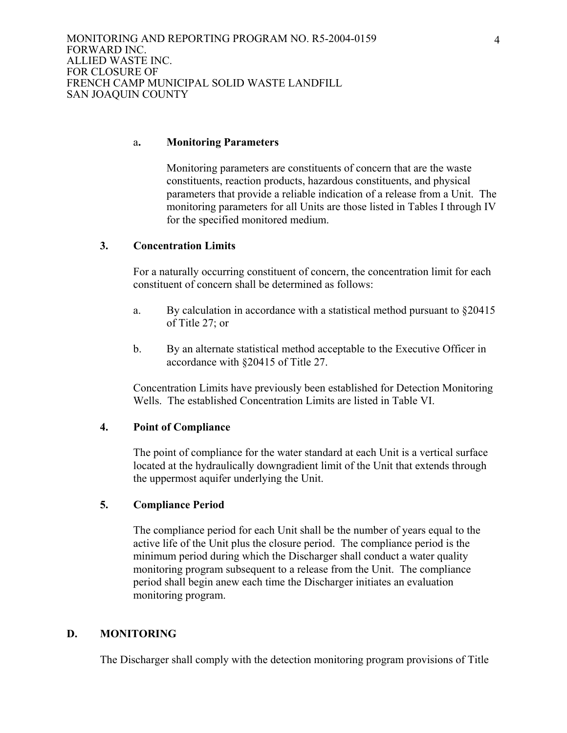a. **Monitoring Parameters**

Monitoring parameters are constituents of concern that are the waste constituents, reaction products, hazardous constituents, and physical parameters that provide a reliable indication of a release from a Unit. The monitoring parameters for all Units are those listed in Tables I through IV for the specified monitored medium.

### 3. Concentration Limits

For a naturally occurring constituent of concern, the concentration limit for each constituent of concern shall be determined as follows:

a. By calculation in accordance with a statistical method pursuant to §20415 of Title 27; or

b. By an alternate statistical method acceptable to the Executive Officer in accordance with §20415 of Title 27.

Concentration Limits have previously been established for Detection Monitoring Wells. The established Concentration Limits are listed in Table VI.

### 4. Point of Compliance

The point of compliance for the water standard at each Unit is a vertical surface located at the hydraulically downgradient limit of the Unit that extends through the uppermost aquifer underlying the Unit.

### 5. Compliance Period

The compliance period for each Unit shall be the number of years equal to the active life of the Unit plus the closure period. The compliance period is the minimum period during which the Discharger shall conduct a water quality monitoring program subsequent to a release from the Unit. The compliance period shall begin anew each time the Discharger initiates an evaluation monitoring program.

## D. MONITORING

The Discharger shall comply with the detection monitoring program provisions of Title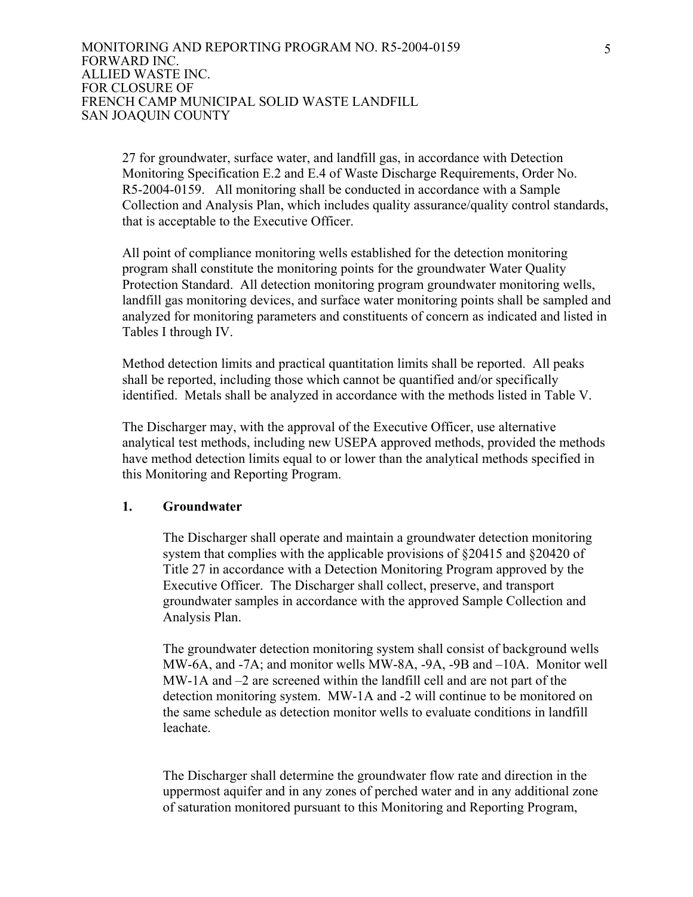27 for groundwater, surface water, and landfill gas, in accordance with Detection Monitoring Specification E.2 and E.4 of Waste Discharge Requirements, Order No. R5-2004-0159. All monitoring shall be conducted in accordance with a Sample Collection and Analysis Plan, which includes quality assurance/quality control standards, that is acceptable to the Executive Officer.

All point of compliance monitoring wells established for the detection monitoring program shall constitute the monitoring points for the groundwater Water Quality Protection Standard. All detection monitoring program groundwater monitoring wells, landfill gas monitoring devices, and surface water monitoring points shall be sampled and analyzed for monitoring parameters and constituents of concern as indicated and listed in Tables I through IV.

Method detection limits and practical quantitation limits shall be reported. All peaks shall be reported, including those which cannot be quantified and/or specifically identified. Metals shall be analyzed in accordance with the methods listed in Table V.

The Discharger may, with the approval of the Executive Officer, use alternative analytical test methods, including new USEPA approved methods, provided the methods have method detection limits equal to or lower than the analytical methods specified in this Monitoring and Reporting Program.

### 1. Groundwater

The Discharger shall operate and maintain a groundwater detection monitoring system that complies with the applicable provisions of §20415 and §20420 of Title 27 in accordance with a Detection Monitoring Program approved by the Executive Officer. The Discharger shall collect, preserve, and transport groundwater samples in accordance with the approved Sample Collection and Analysis Plan.

The groundwater detection monitoring system shall consist of background wells MW-6A, and -7A; and monitor wells MW-8A, -9A, -9B and –10A. Monitor well MW-1A and –2 are screened within the landfill cell and are not part of the detection monitoring system. MW-1A and -2 will continue to be monitored on the same schedule as detection monitor wells to evaluate conditions in landfill leachate.

The Discharger shall determine the groundwater flow rate and direction in the uppermost aquifer and in any zones of perched water and in any additional zone of saturation monitored pursuant to this Monitoring and Reporting Program,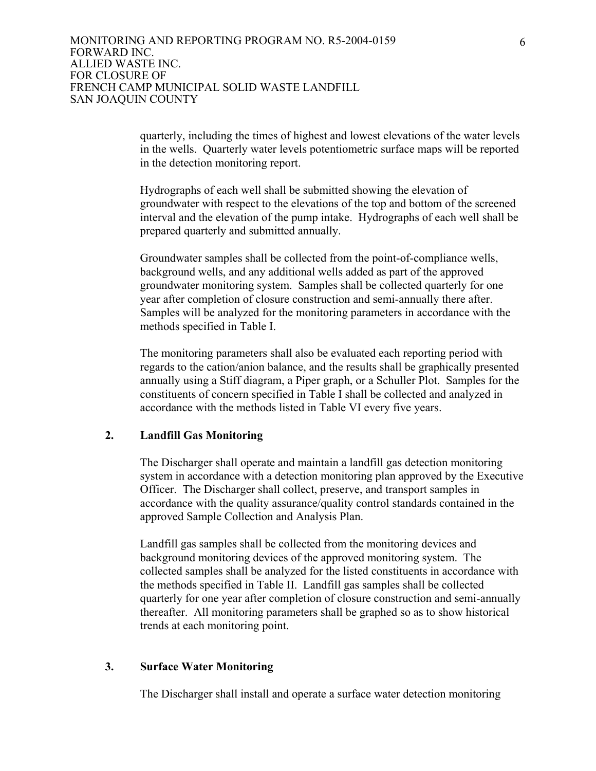quarterly, including the times of highest and lowest elevations of the water levels in the wells. Quarterly water levels potentiometric surface maps will be reported in the detection monitoring report.

Hydrographs of each well shall be submitted showing the elevation of groundwater with respect to the elevations of the top and bottom of the screened interval and the elevation of the pump intake. Hydrographs of each well shall be prepared quarterly and submitted annually.

Groundwater samples shall be collected from the point-of-compliance wells, background wells, and any additional wells added as part of the approved groundwater monitoring system. Samples shall be collected quarterly for one year after completion of closure construction and semi-annually there after. Samples will be analyzed for the monitoring parameters in accordance with the methods specified in Table I.

The monitoring parameters shall also be evaluated each reporting period with regards to the cation/anion balance, and the results shall be graphically presented annually using a Stiff diagram, a Piper graph, or a Schuller Plot. Samples for the constituents of concern specified in Table I shall be collected and analyzed in accordance with the methods listed in Table VI every five years.

### 2. Landfill Gas Monitoring

The Discharger shall operate and maintain a landfill gas detection monitoring system in accordance with a detection monitoring plan approved by the Executive Officer. The Discharger shall collect, preserve, and transport samples in accordance with the quality assurance/quality control standards contained in the approved Sample Collection and Analysis Plan.

Landfill gas samples shall be collected from the monitoring devices and background monitoring devices of the approved monitoring system. The collected samples shall be analyzed for the listed constituents in accordance with the methods specified in Table II. Landfill gas samples shall be collected quarterly for one year after completion of closure construction and semi-annually thereafter. All monitoring parameters shall be graphed so as to show historical trends at each monitoring point.

### 3. Surface Water Monitoring

The Discharger shall install and operate a surface water detection monitoring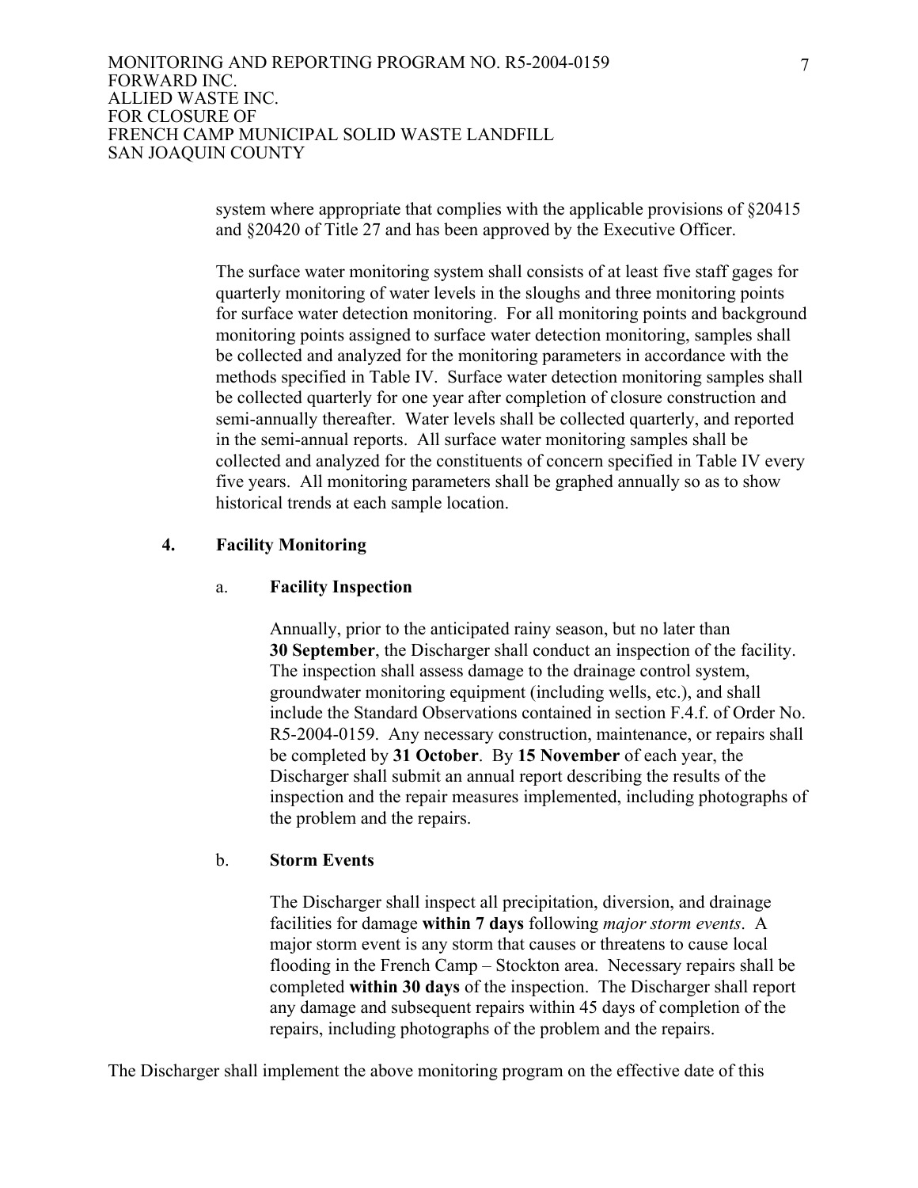system where appropriate that complies with the applicable provisions of §20415 and §20420 of Title 27 and has been approved by the Executive Officer.

The surface water monitoring system shall consists of at least five staff gages for quarterly monitoring of water levels in the sloughs and three monitoring points for surface water detection monitoring. For all monitoring points and background monitoring points assigned to surface water detection monitoring, samples shall be collected and analyzed for the monitoring parameters in accordance with the methods specified in Table IV. Surface water detection monitoring samples shall be collected quarterly for one year after completion of closure construction and semi-annually thereafter. Water levels shall be collected quarterly, and reported in the semi-annual reports. All surface water monitoring samples shall be collected and analyzed for the constituents of concern specified in Table IV every five years. All monitoring parameters shall be graphed annually so as to show historical trends at each sample location.

### 4. Facility Monitoring

#### a. Facility Inspection

Annually, prior to the anticipated rainy season, but no later than **30 September**, the Discharger shall conduct an inspection of the facility. The inspection shall assess damage to the drainage control system, groundwater monitoring equipment (including wells, etc.), and shall include the Standard Observations contained in section F.4.f. of Order No. R5-2004-0159. Any necessary construction, maintenance, or repairs shall be completed by **31 October**. By **15 November** of each year, the Discharger shall submit an annual report describing the results of the inspection and the repair measures implemented, including photographs of the problem and the repairs.

#### b. Storm Events

The Discharger shall inspect all precipitation, diversion, and drainage facilities for damage **within 7 days** following *major storm events*. A major storm event is any storm that causes or threatens to cause local flooding in the French Camp – Stockton area. Necessary repairs shall be completed **within 30 days** of the inspection. The Discharger shall report any damage and subsequent repairs within 45 days of completion of the repairs, including photographs of the problem and the repairs.

The Discharger shall implement the above monitoring program on the effective date of this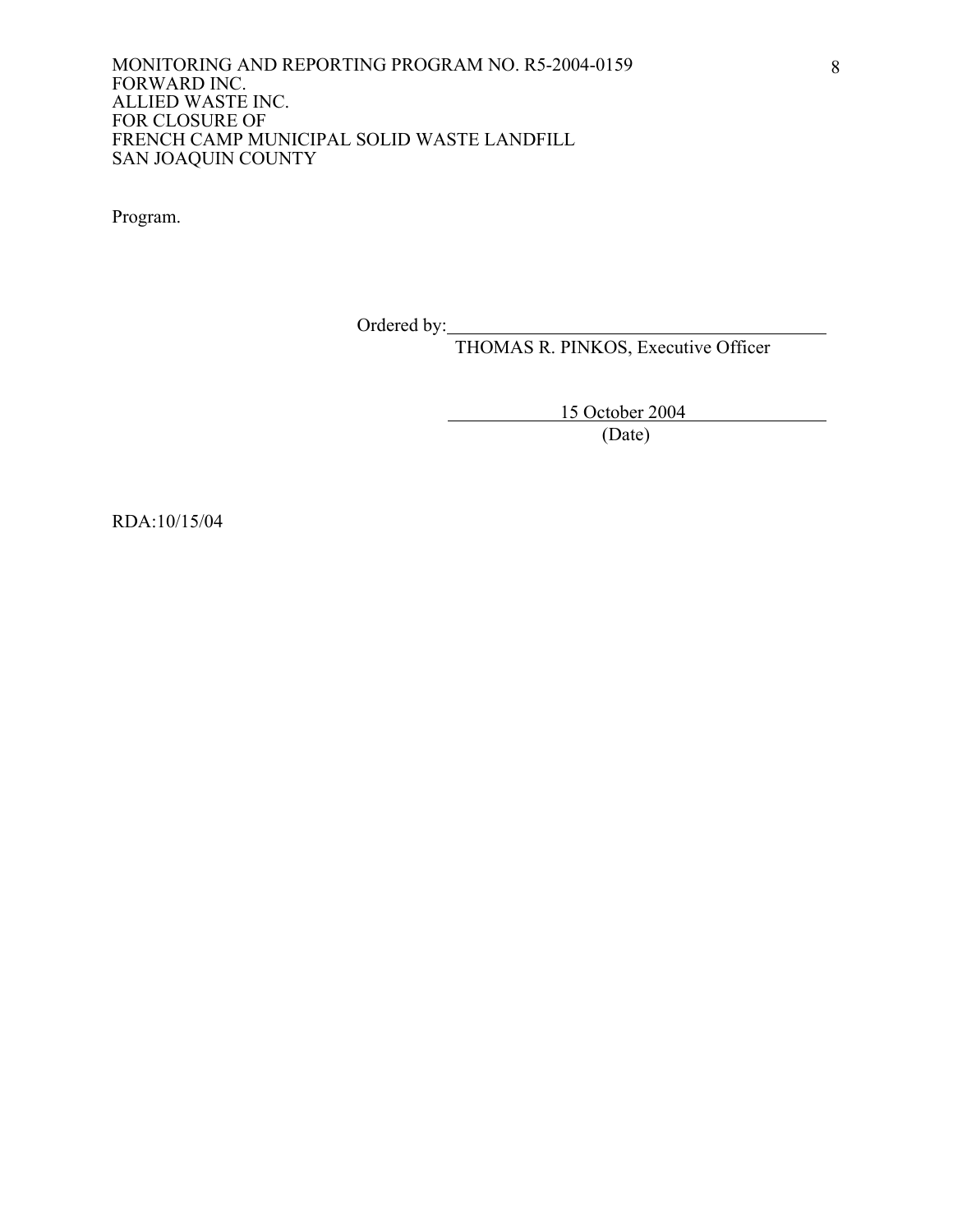Program.

Ordered by: \_\_\_\_\_\_\_\_\_\_\_\_\_\_\_\_\_\_\_\_\_\_\_\_\_\_\_\_\_\_\_\_\_\_\_\_\_\_\_\_

THOMAS R. PINKOS, Executive Officer

15 October 2004

(Date)

RDA:10/15/04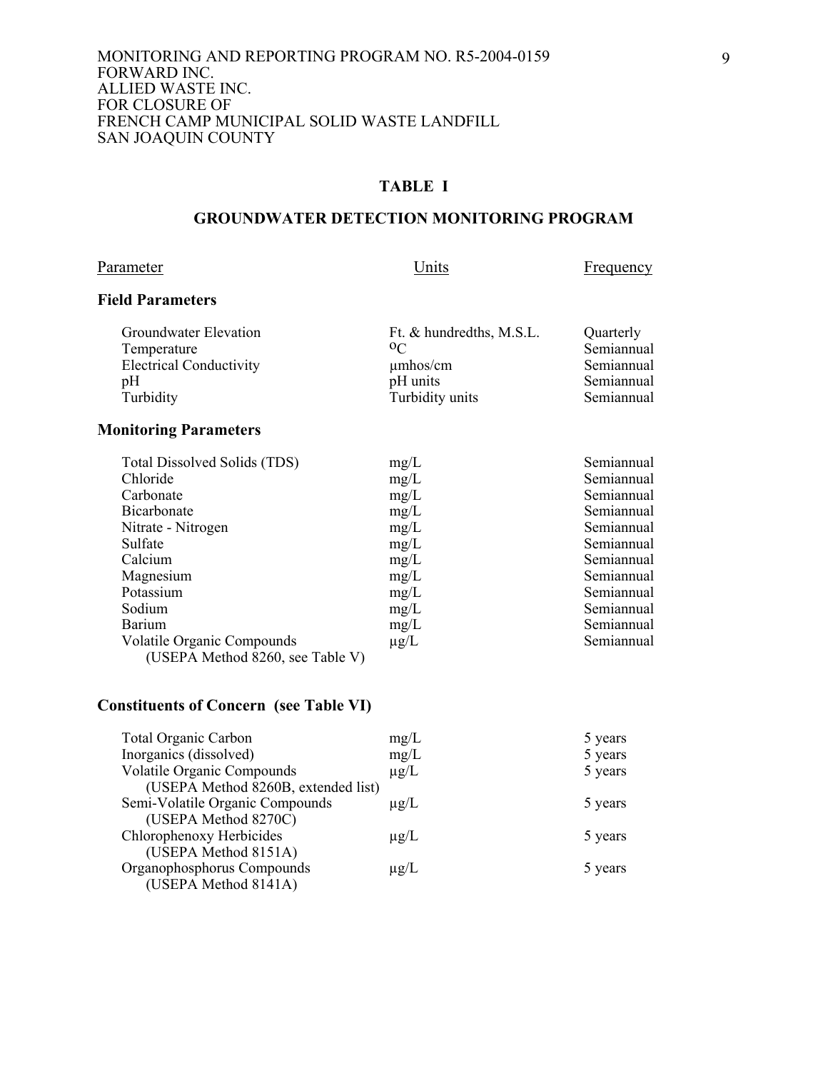MONITORING AND REPORTING PROGRAM NO. R5-2004-0159
FORWARD INC.
ALLIED WASTE INC.
FOR CLOSURE OF
FRENCH CAMP MUNICIPAL SOLID WASTE LANDFILL
SAN JOAQUIN COUNTY

## TABLE I

## GROUNDWATER DETECTION MONITORING PROGRAM

| Parameter | Units | Frequency |
|---|---|---|
| **Field Parameters** | | |
| Groundwater Elevation | Ft. & hundredths, M.S.L. | Quarterly |
| Temperature | $^{o}C$ | Semiannual |
| Electrical Conductivity | µmhos/cm | Semiannual |
| pH | pH units | Semiannual |
| Turbidity | Turbidity units | Semiannual |
| **Monitoring Parameters** | | |
| Total Dissolved Solids (TDS) | mg/L | Semiannual |
| Chloride | mg/L | Semiannual |
| Carbonate | mg/L | Semiannual |
| Bicarbonate | mg/L | Semiannual |
| Nitrate - Nitrogen | mg/L | Semiannual |
| Sulfate | mg/L | Semiannual |
| Calcium | mg/L | Semiannual |
| Magnesium | mg/L | Semiannual |
| Potassium | mg/L | Semiannual |
| Sodium | mg/L | Semiannual |
| Barium | mg/L | Semiannual |
| Volatile Organic Compounds (USEPA Method 8260, see Table V) | µg/L | Semiannual |
| **Constituents of Concern (see Table VI)** | | |
| Total Organic Carbon | mg/L | 5 years |
| Inorganics (dissolved) | mg/L | 5 years |
| Volatile Organic Compounds (USEPA Method 8260B, extended list) | µg/L | 5 years |
| Semi-Volatile Organic Compounds (USEPA Method 8270C) | µg/L | 5 years |
| Chlorophenoxy Herbicides (USEPA Method 8151A) | µg/L | 5 years |
| Organophosphorus Compounds (USEPA Method 8141A) | µg/L | 5 years |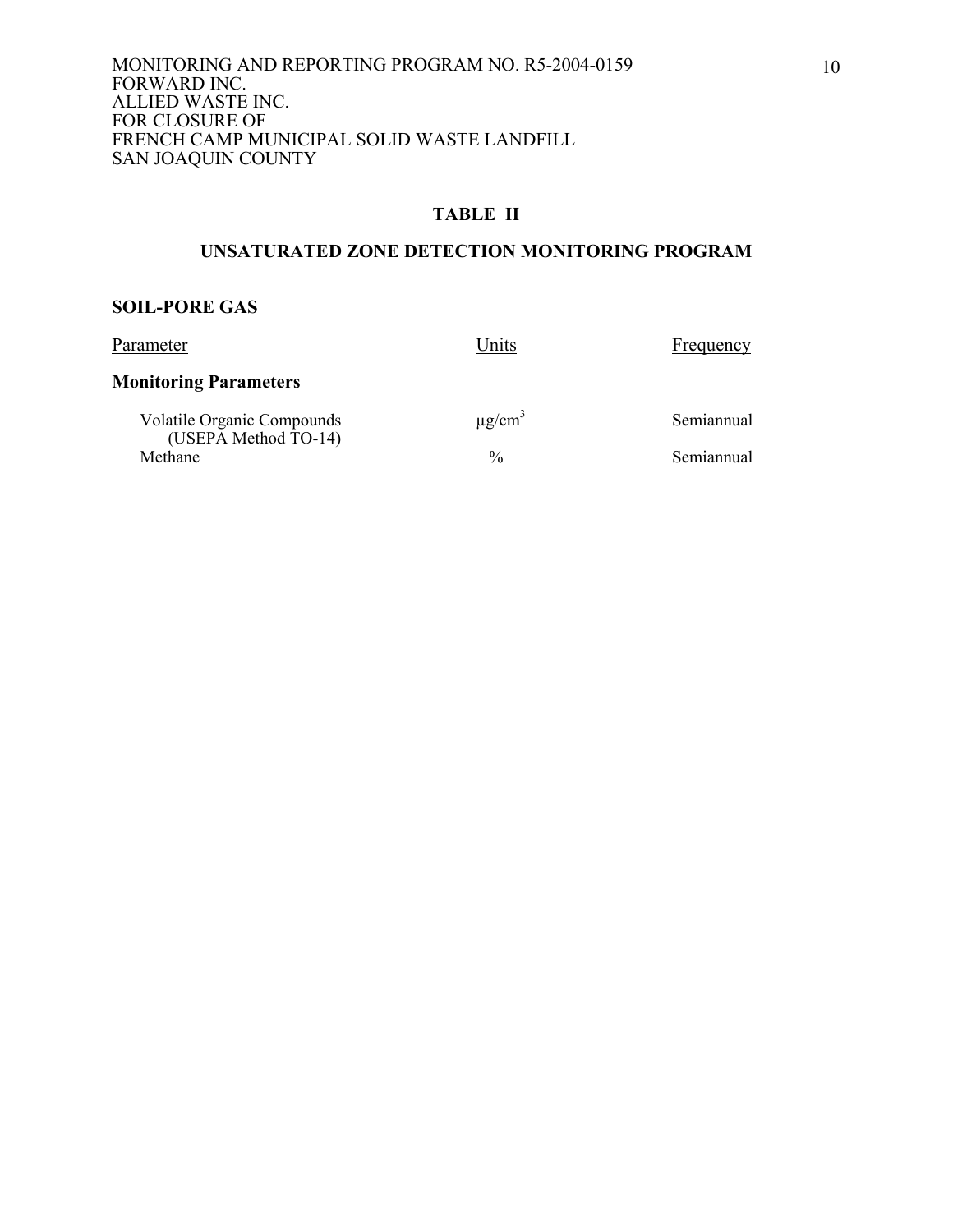## TABLE II

## UNSATURATED ZONE DETECTION MONITORING PROGRAM

### SOIL-PORE GAS

| Parameter | Units | Frequency |
|---|---|---|
| **Monitoring Parameters** | | |
| Volatile Organic Compounds (USEPA Method TO-14) | $\mu g/cm^3$ | Semiannual |
| Methane | % | Semiannual |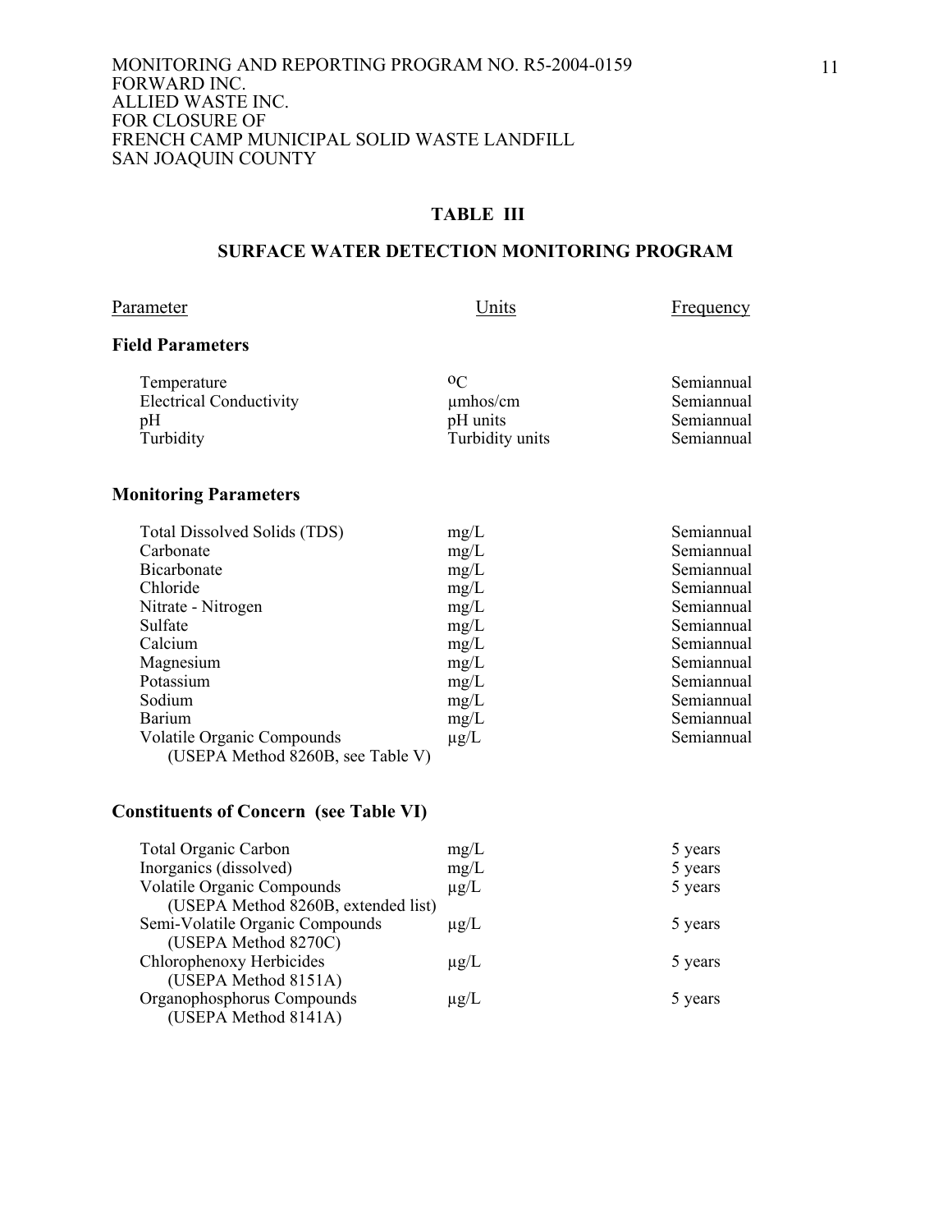MONITORING AND REPORTING PROGRAM NO. R5-2004-0159
FORWARD INC.
ALLIED WASTE INC.
FOR CLOSURE OF
FRENCH CAMP MUNICIPAL SOLID WASTE LANDFILL
SAN JOAQUIN COUNTY

## TABLE III

## SURFACE WATER DETECTION MONITORING PROGRAM

| Parameter | Units | Frequency |
|---|---|---|
| **Field Parameters** | | |
| Temperature | $^{o}C$ | Semiannual |
| Electrical Conductivity | µmhos/cm | Semiannual |
| pH | pH units | Semiannual |
| Turbidity | Turbidity units | Semiannual |
| **Monitoring Parameters** | | |
| Total Dissolved Solids (TDS) | mg/L | Semiannual |
| Carbonate | mg/L | Semiannual |
| Bicarbonate | mg/L | Semiannual |
| Chloride | mg/L | Semiannual |
| Nitrate - Nitrogen | mg/L | Semiannual |
| Sulfate | mg/L | Semiannual |
| Calcium | mg/L | Semiannual |
| Magnesium | mg/L | Semiannual |
| Potassium | mg/L | Semiannual |
| Sodium | mg/L | Semiannual |
| Barium | mg/L | Semiannual |
| Volatile Organic Compounds (USEPA Method 8260B, see Table V) | µg/L | Semiannual |
| **Constituents of Concern (see Table VI)** | | |
| Total Organic Carbon | mg/L | 5 years |
| Inorganics (dissolved) | mg/L | 5 years |
| Volatile Organic Compounds (USEPA Method 8260B, extended list) | µg/L | 5 years |
| Semi-Volatile Organic Compounds (USEPA Method 8270C) | µg/L | 5 years |
| Chlorophenoxy Herbicides (USEPA Method 8151A) | µg/L | 5 years |
| Organophosphorus Compounds (USEPA Method 8141A) | µg/L | 5 years |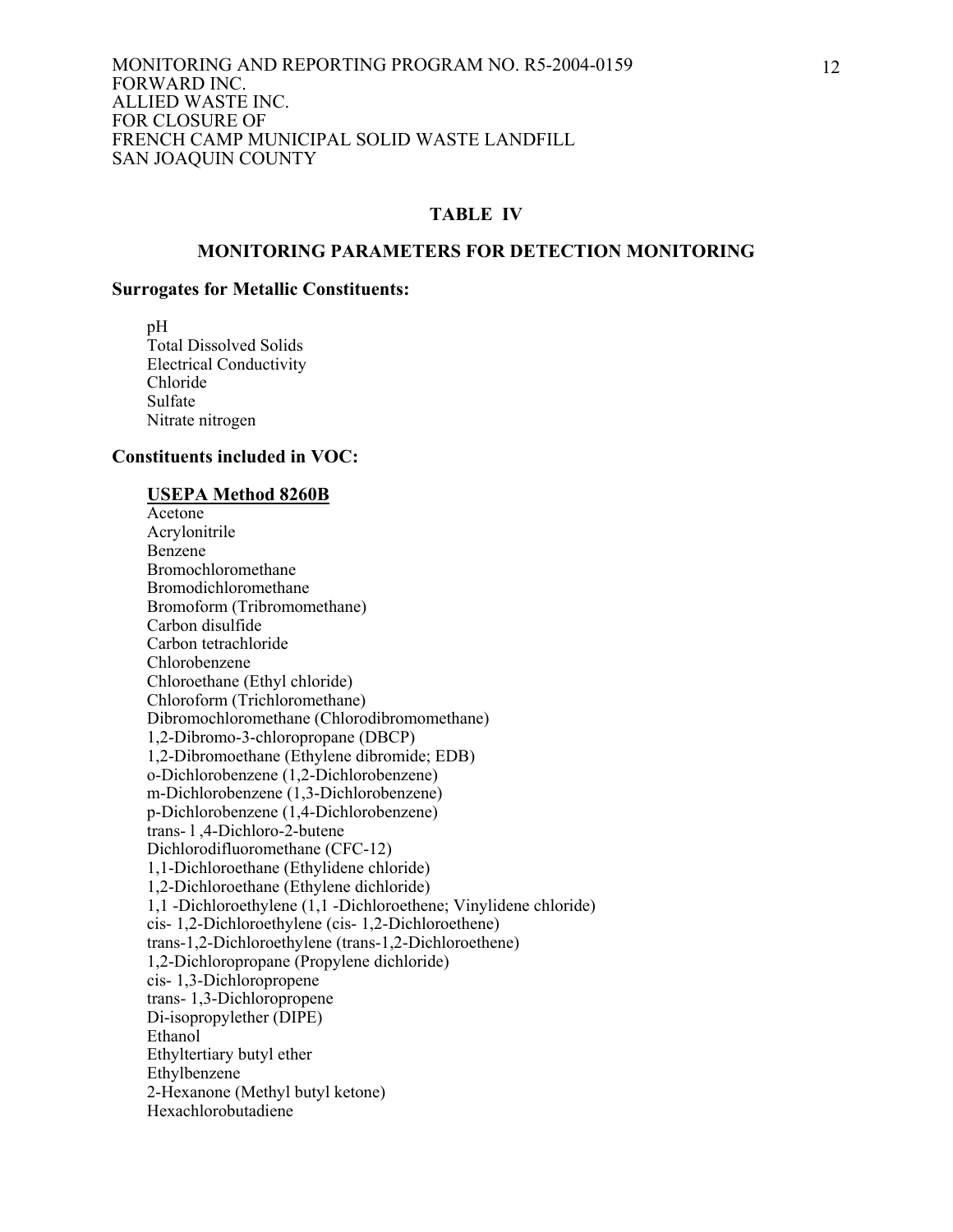## TABLE IV

### MONITORING PARAMETERS FOR DETECTION MONITORING

**Surrogates for Metallic Constituents:**

pH
Total Dissolved Solids
Electrical Conductivity
Chloride
Sulfate
Nitrate nitrogen

**Constituents included in VOC:**

**USEPA Method 8260B**

Acetone
Acrylonitrile
Benzene
Bromochloromethane
Bromodichloromethane
Bromoform (Tribromomethane)
Carbon disulfide
Carbon tetrachloride
Chlorobenzene
Chloroethane (Ethyl chloride)
Chloroform (Trichloromethane)
Dibromochloromethane (Chlorodibromomethane)
1,2-Dibromo-3-chloropropane (DBCP)
1,2-Dibromoethane (Ethylene dibromide; EDB)
o-Dichlorobenzene (1,2-Dichlorobenzene)
m-Dichlorobenzene (1,3-Dichlorobenzene)
p-Dichlorobenzene (1,4-Dichlorobenzene)
trans- l ,4-Dichloro-2-butene
Dichlorodifluoromethane (CFC-12)
1,1-Dichloroethane (Ethylidene chloride)
1,2-Dichloroethane (Ethylene dichloride)
1,1 -Dichloroethylene (1,1 -Dichloroethene; Vinylidene chloride)
cis- 1,2-Dichloroethylene (cis- 1,2-Dichloroethene)
trans-1,2-Dichloroethylene (trans-1,2-Dichloroethene)
1,2-Dichloropropane (Propylene dichloride)
cis- 1,3-Dichloropropene
trans- 1,3-Dichloropropene
Di-isopropylether (DIPE)
Ethanol
Ethyltertiary butyl ether
Ethylbenzene
2-Hexanone (Methyl butyl ketone)
Hexachlorobutadiene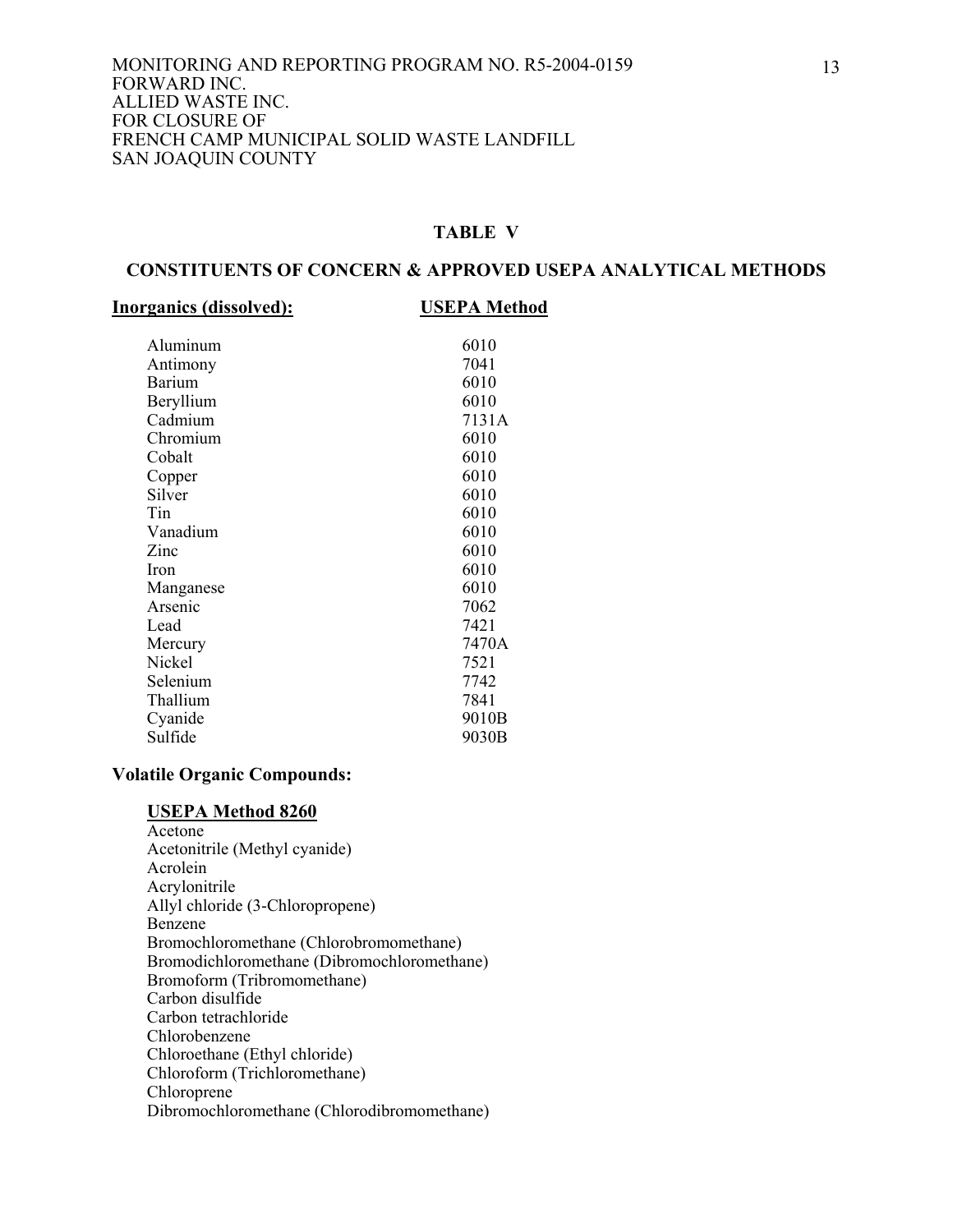## TABLE V

## CONSTITUENTS OF CONCERN & APPROVED USEPA ANALYTICAL METHODS

| **Inorganics (dissolved):** | **USEPA Method** |
|---|---|
| Aluminum | 6010 |
| Antimony | 7041 |
| Barium | 6010 |
| Beryllium | 6010 |
| Cadmium | 7131A |
| Chromium | 6010 |
| Cobalt | 6010 |
| Copper | 6010 |
| Silver | 6010 |
| Tin | 6010 |
| Vanadium | 6010 |
| Zinc | 6010 |
| Iron | 6010 |
| Manganese | 6010 |
| Arsenic | 7062 |
| Lead | 7421 |
| Mercury | 7470A |
| Nickel | 7521 |
| Selenium | 7742 |
| Thallium | 7841 |
| Cyanide | 9010B |
| Sulfide | 9030B |

**Volatile Organic Compounds:**

**USEPA Method 8260**

Acetone
Acetonitrile (Methyl cyanide)
Acrolein
Acrylonitrile
Allyl chloride (3-Chloropropene)
Benzene
Bromochloromethane (Chlorobromomethane)
Bromodichloromethane (Dibromochloromethane)
Bromoform (Tribromomethane)
Carbon disulfide
Carbon tetrachloride
Chlorobenzene
Chloroethane (Ethyl chloride)
Chloroform (Trichloromethane)
Chloroprene
Dibromochloromethane (Chlorodibromomethane)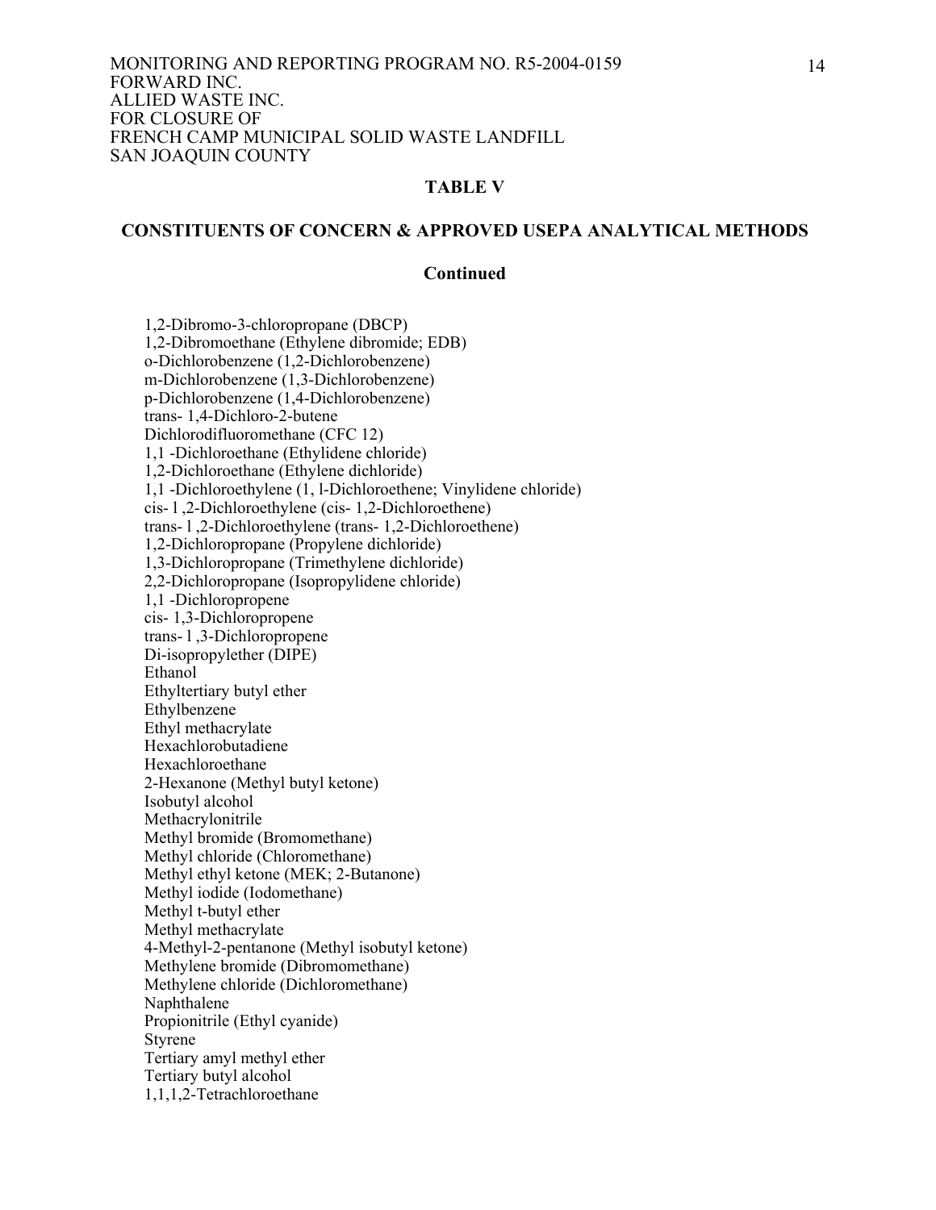**TABLE V**

**CONSTITUENTS OF CONCERN & APPROVED USEPA ANALYTICAL METHODS**

**Continued**

1,2-Dibromo-3-chloropropane (DBCP)
1,2-Dibromoethane (Ethylene dibromide; EDB)
o-Dichlorobenzene (1,2-Dichlorobenzene)
m-Dichlorobenzene (1,3-Dichlorobenzene)
p-Dichlorobenzene (1,4-Dichlorobenzene)
trans- 1,4-Dichloro-2-butene
Dichlorodifluoromethane (CFC 12)
1,1 -Dichloroethane (Ethylidene chloride)
1,2-Dichloroethane (Ethylene dichloride)
1,1 -Dichloroethylene (1, l-Dichloroethene; Vinylidene chloride)
cis- l ,2-Dichloroethylene (cis- 1,2-Dichloroethene)
trans- l ,2-Dichloroethylene (trans- 1,2-Dichloroethene)
1,2-Dichloropropane (Propylene dichloride)
1,3-Dichloropropane (Trimethylene dichloride)
2,2-Dichloropropane (Isopropylidene chloride)
1,1 -Dichloropropene
cis- 1,3-Dichloropropene
trans- l ,3-Dichloropropene
Di-isopropylether (DIPE)
Ethanol
Ethyltertiary butyl ether
Ethylbenzene
Ethyl methacrylate
Hexachlorobutadiene
Hexachloroethane
2-Hexanone (Methyl butyl ketone)
Isobutyl alcohol
Methacrylonitrile
Methyl bromide (Bromomethane)
Methyl chloride (Chloromethane)
Methyl ethyl ketone (MEK; 2-Butanone)
Methyl iodide (Iodomethane)
Methyl t-butyl ether
Methyl methacrylate
4-Methyl-2-pentanone (Methyl isobutyl ketone)
Methylene bromide (Dibromomethane)
Methylene chloride (Dichloromethane)
Naphthalene
Propionitrile (Ethyl cyanide)
Styrene
Tertiary amyl methyl ether
Tertiary butyl alcohol
1,1,1,2-Tetrachloroethane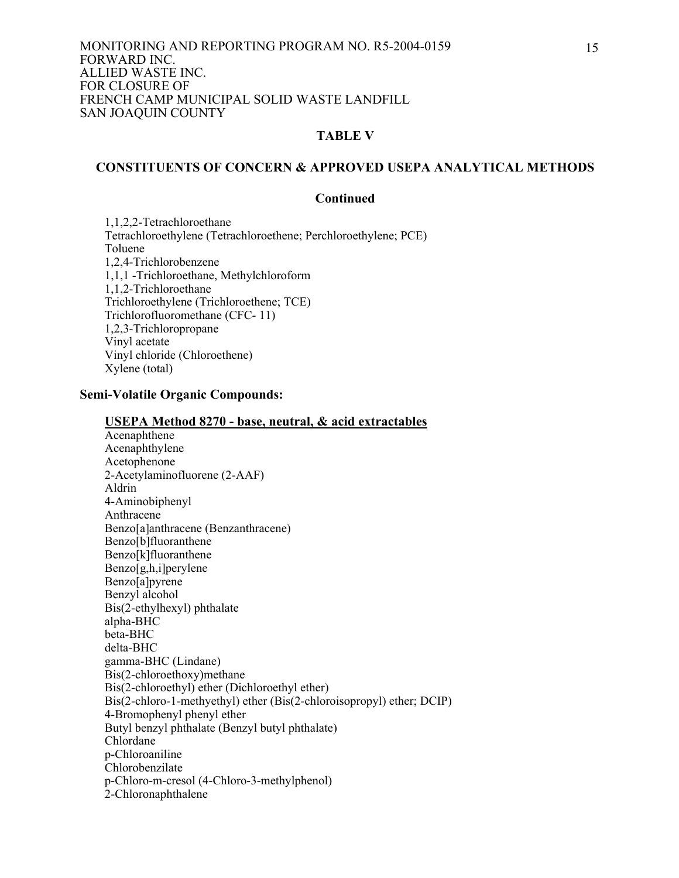## TABLE V

## CONSTITUENTS OF CONCERN & APPROVED USEPA ANALYTICAL METHODS

### Continued

1,1,2,2-Tetrachloroethane
Tetrachloroethylene (Tetrachloroethene; Perchloroethylene; PCE)
Toluene
1,2,4-Trichlorobenzene
1,1,1 -Trichloroethane, Methylchloroform
1,1,2-Trichloroethane
Trichloroethylene (Trichloroethene; TCE)
Trichlorofluoromethane (CFC- 11)
1,2,3-Trichloropropane
Vinyl acetate
Vinyl chloride (Chloroethene)
Xylene (total)

**Semi-Volatile Organic Compounds:**

**USEPA Method 8270 - base, neutral, & acid extractables**

Acenaphthene
Acenaphthylene
Acetophenone
2-Acetylaminofluorene (2-AAF)
Aldrin
4-Aminobiphenyl
Anthracene
Benzo[a]anthracene (Benzanthracene)
Benzo[b]fluoranthene
Benzo[k]fluoranthene
Benzo[g,h,i]perylene
Benzo[a]pyrene
Benzyl alcohol
Bis(2-ethylhexyl) phthalate
alpha-BHC
beta-BHC
delta-BHC
gamma-BHC (Lindane)
Bis(2-chloroethoxy)methane
Bis(2-chloroethyl) ether (Dichloroethyl ether)
Bis(2-chloro-1-methyethyl) ether (Bis(2-chloroisopropyl) ether; DCIP)
4-Bromophenyl phenyl ether
Butyl benzyl phthalate (Benzyl butyl phthalate)
Chlordane
p-Chloroaniline
Chlorobenzilate
p-Chloro-m-cresol (4-Chloro-3-methylphenol)
2-Chloronaphthalene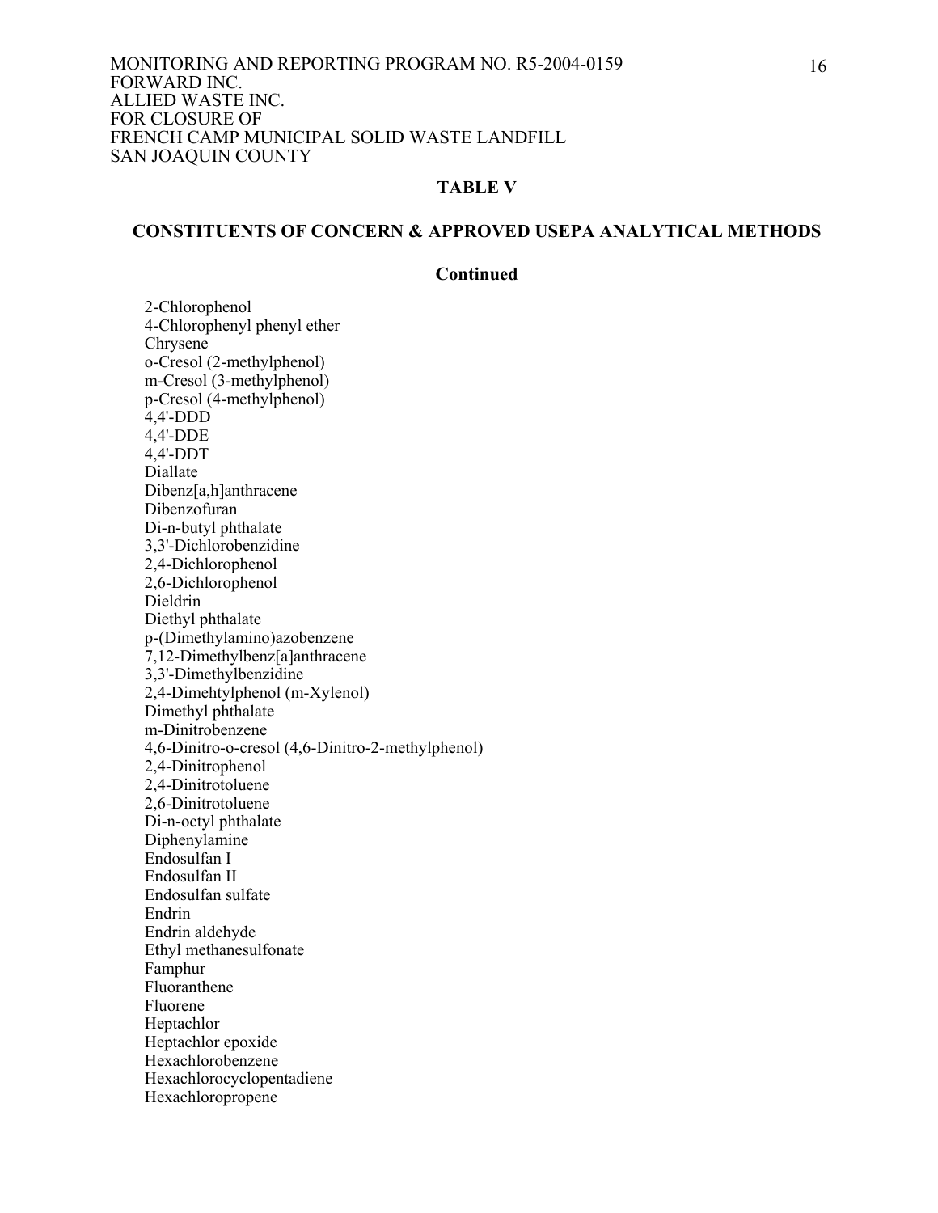**TABLE V**

**CONSTITUENTS OF CONCERN & APPROVED USEPA ANALYTICAL METHODS**

**Continued**

2-Chlorophenol
4-Chlorophenyl phenyl ether
Chrysene
o-Cresol (2-methylphenol)
m-Cresol (3-methylphenol)
p-Cresol (4-methylphenol)
4,4'-DDD
4,4'-DDE
4,4'-DDT
Diallate
Dibenz[a,h]anthracene
Dibenzofuran
Di-n-butyl phthalate
3,3'-Dichlorobenzidine
2,4-Dichlorophenol
2,6-Dichlorophenol
Dieldrin
Diethyl phthalate
p-(Dimethylamino)azobenzene
7,12-Dimethylbenz[a]anthracene
3,3'-Dimethylbenzidine
2,4-Dimehtylphenol (m-Xylenol)
Dimethyl phthalate
m-Dinitrobenzene
4,6-Dinitro-o-cresol (4,6-Dinitro-2-methylphenol)
2,4-Dinitrophenol
2,4-Dinitrotoluene
2,6-Dinitrotoluene
Di-n-octyl phthalate
Diphenylamine
Endosulfan I
Endosulfan II
Endosulfan sulfate
Endrin
Endrin aldehyde
Ethyl methanesulfonate
Famphur
Fluoranthene
Fluorene
Heptachlor
Heptachlor epoxide
Hexachlorobenzene
Hexachlorocyclopentadiene
Hexachloropropene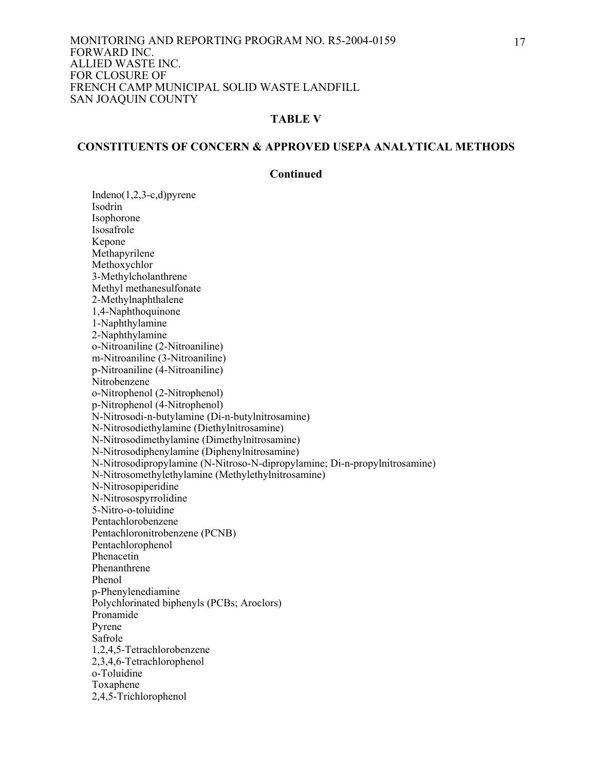## TABLE V

## CONSTITUENTS OF CONCERN & APPROVED USEPA ANALYTICAL METHODS

### Continued

Indeno(1,2,3-c,d)pyrene
Isodrin
Isophorone
Isosafrole
Kepone
Methapyrilene
Methoxychlor
3-Methylcholanthrene
Methyl methanesulfonate
2-Methylnaphthalene
1,4-Naphthoquinone
1-Naphthylamine
2-Naphthylamine
o-Nitroaniline (2-Nitroaniline)
m-Nitroaniline (3-Nitroaniline)
p-Nitroaniline (4-Nitroaniline)
Nitrobenzene
o-Nitrophenol (2-Nitrophenol)
p-Nitrophenol (4-Nitrophenol)
N-Nitrosodi-n-butylamine (Di-n-butylnitrosamine)
N-Nitrosodiethylamine (Diethylnitrosamine)
N-Nitrosodimethylamine (Dimethylnitrosamine)
N-Nitrosodiphenylamine (Diphenylnitrosamine)
N-Nitrosodipropylamine (N-Nitroso-N-dipropylamine; Di-n-propylnitrosamine)
N-Nitrosomethylethylamine (Methylethylnitrosamine)
N-Nitrosopiperidine
N-Nitrosospyrrolidine
5-Nitro-o-toluidine
Pentachlorobenzene
Pentachloronitrobenzene (PCNB)
Pentachlorophenol
Phenacetin
Phenanthrene
Phenol
p-Phenylenediamine
Polychlorinated biphenyls (PCBs; Aroclors)
Pronamide
Pyrene
Safrole
1,2,4,5-Tetrachlorobenzene
2,3,4,6-Tetrachlorophenol
o-Toluidine
Toxaphene
2,4,5-Trichlorophenol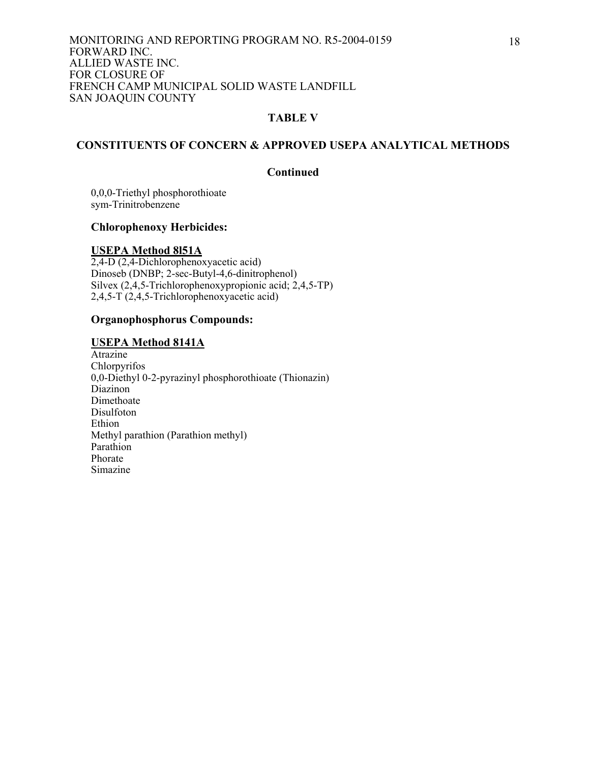## TABLE V

## CONSTITUENTS OF CONCERN & APPROVED USEPA ANALYTICAL METHODS

**Continued**

0,0,0-Triethyl phosphorothioate
sym-Trinitrobenzene

### Chlorophenoxy Herbicides:

**USEPA Method 8l51A**

2,4-D (2,4-Dichlorophenoxyacetic acid)
Dinoseb (DNBP; 2-sec-Butyl-4,6-dinitrophenol)
Silvex (2,4,5-Trichlorophenoxypropionic acid; 2,4,5-TP)
2,4,5-T (2,4,5-Trichlorophenoxyacetic acid)

### Organophosphorus Compounds:

**USEPA Method 8141A**

Atrazine
Chlorpyrifos
0,0-Diethyl 0-2-pyrazinyl phosphorothioate (Thionazin)
Diazinon
Dimethoate
Disulfoton
Ethion
Methyl parathion (Parathion methyl)
Parathion
Phorate
Simazine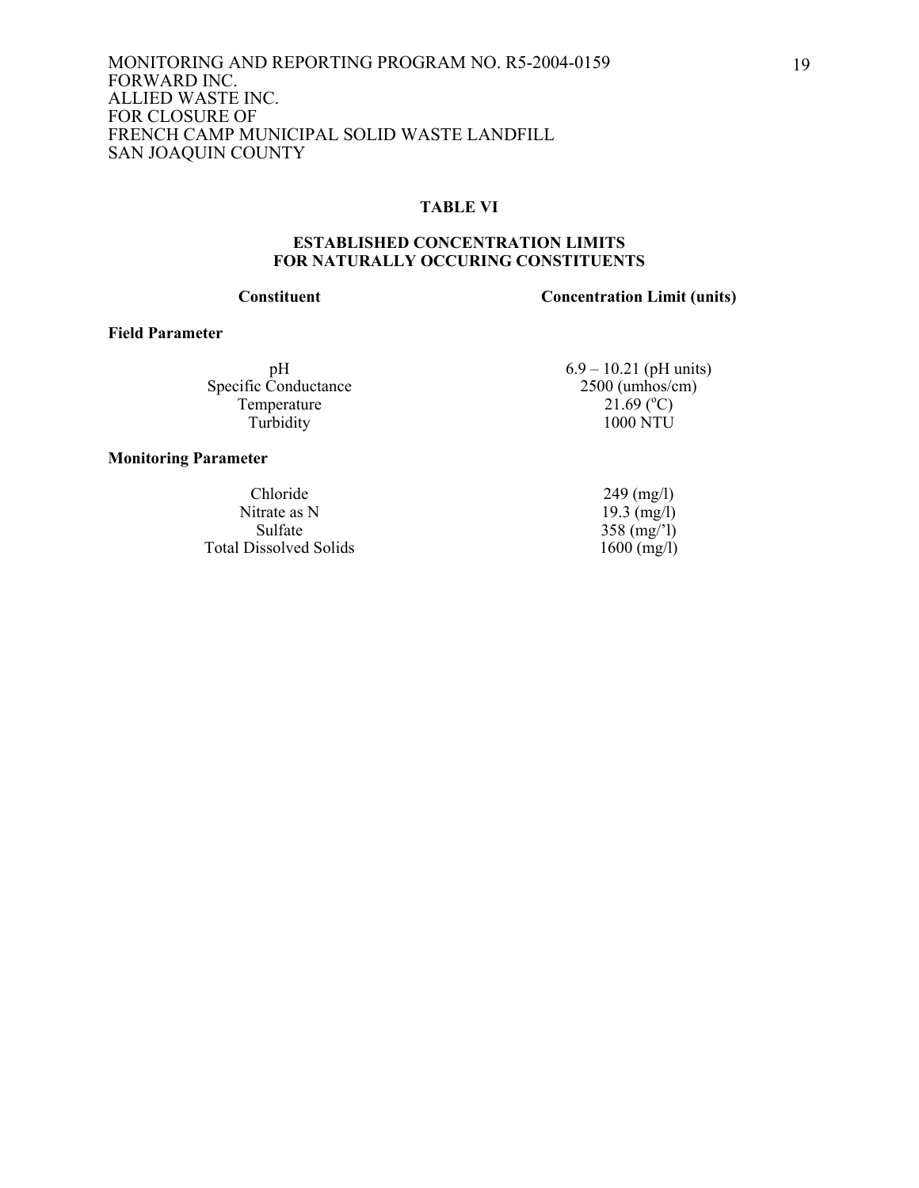**TABLE VI**

**ESTABLISHED CONCENTRATION LIMITS FOR NATURALLY OCCURING CONSTITUENTS**

| Constituent | Concentration Limit (units) |
|---|---|
| **Field Parameter** | |
| pH | 6.9 – 10.21 (pH units) |
| Specific Conductance | 2500 (umhos/cm) |
| Temperature | 21.69 (°C) |
| Turbidity | 1000 NTU |
| **Monitoring Parameter** | |
| Chloride | 249 (mg/l) |
| Nitrate as N | 19.3 (mg/l) |
| Sulfate | 358 (mg/'l) |
| Total Dissolved Solids | 1600 (mg/l) |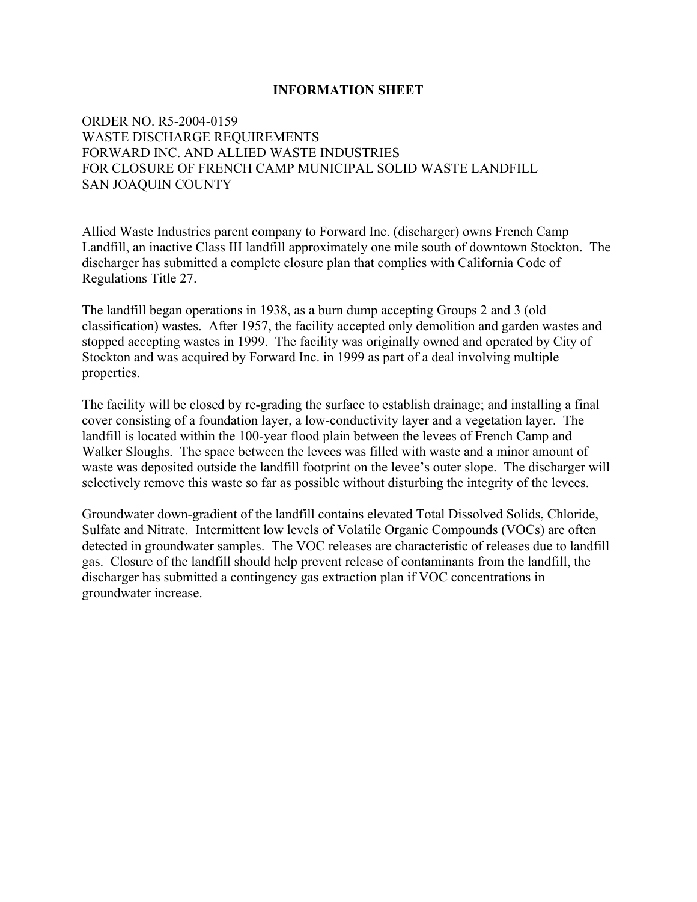# INFORMATION SHEET

ORDER NO. R5-2004-0159
WASTE DISCHARGE REQUIREMENTS
FORWARD INC. AND ALLIED WASTE INDUSTRIES
FOR CLOSURE OF FRENCH CAMP MUNICIPAL SOLID WASTE LANDFILL
SAN JOAQUIN COUNTY

Allied Waste Industries parent company to Forward Inc. (discharger) owns French Camp Landfill, an inactive Class III landfill approximately one mile south of downtown Stockton. The discharger has submitted a complete closure plan that complies with California Code of Regulations Title 27.

The landfill began operations in 1938, as a burn dump accepting Groups 2 and 3 (old classification) wastes. After 1957, the facility accepted only demolition and garden wastes and stopped accepting wastes in 1999. The facility was originally owned and operated by City of Stockton and was acquired by Forward Inc. in 1999 as part of a deal involving multiple properties.

The facility will be closed by re-grading the surface to establish drainage; and installing a final cover consisting of a foundation layer, a low-conductivity layer and a vegetation layer. The landfill is located within the 100-year flood plain between the levees of French Camp and Walker Sloughs. The space between the levees was filled with waste and a minor amount of waste was deposited outside the landfill footprint on the levee's outer slope. The discharger will selectively remove this waste so far as possible without disturbing the integrity of the levees.

Groundwater down-gradient of the landfill contains elevated Total Dissolved Solids, Chloride, Sulfate and Nitrate. Intermittent low levels of Volatile Organic Compounds (VOCs) are often detected in groundwater samples. The VOC releases are characteristic of releases due to landfill gas. Closure of the landfill should help prevent release of contaminants from the landfill, the discharger has submitted a contingency gas extraction plan if VOC concentrations in groundwater increase.